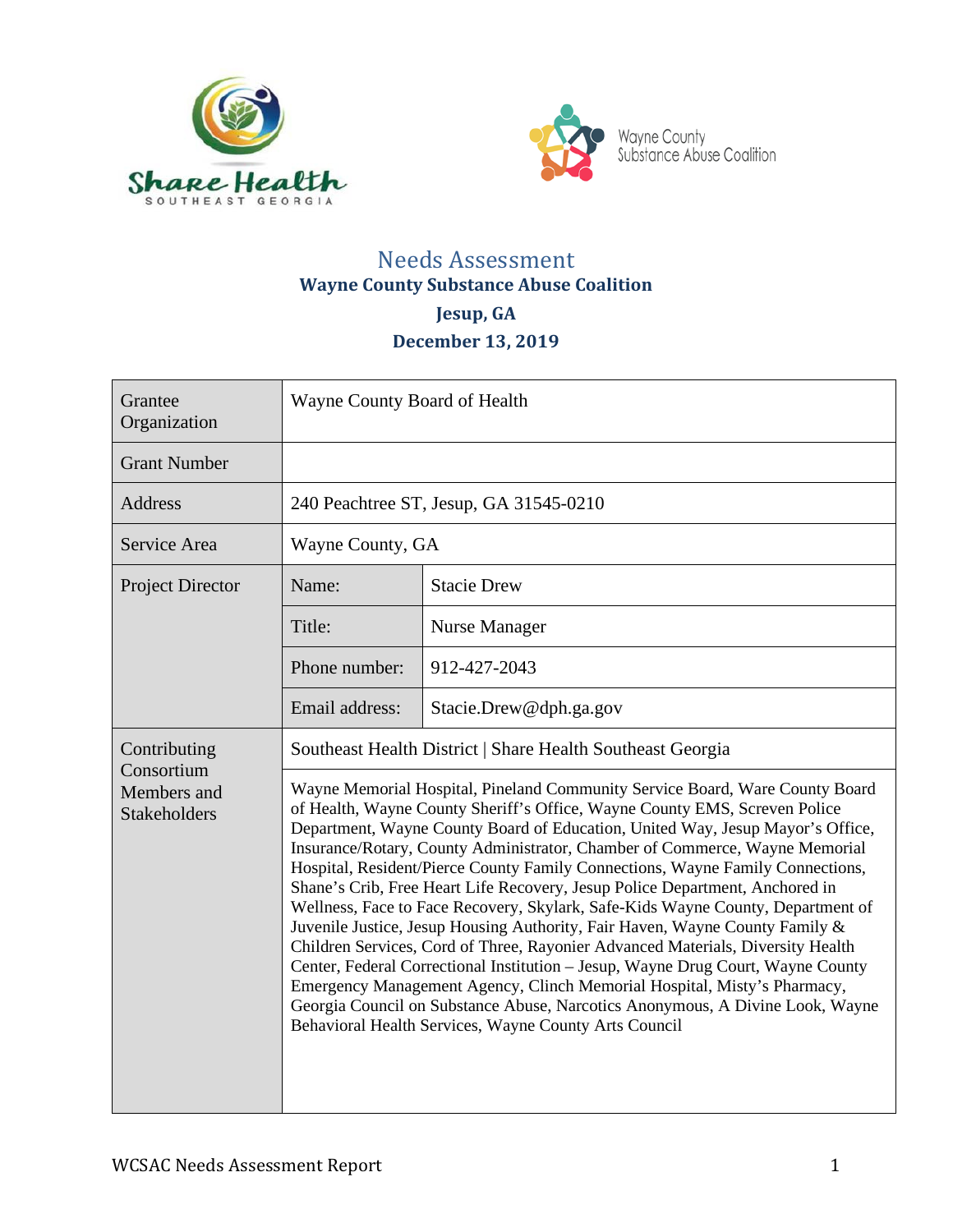Share Health SOUTHEAST GEORGIA

Wayne County Substance Abuse Coalition

# Needs Assessment

## Wayne County Substance Abuse Coalition

### Jesup, GA

### December 13, 2019

| | | |
|---|---|---|
| Grantee Organization | Wayne County Board of Health | |
| Grant Number | | |
| Address | 240 Peachtree ST, Jesup, GA 31545-0210 | |
| Service Area | Wayne County, GA | |
| Project Director | Name: | Stacie Drew |
| | Title: | Nurse Manager |
| | Phone number: | 912-427-2043 |
| | Email address: | Stacie.Drew@dph.ga.gov |
| Contributing Consortium Members and Stakeholders | Southeast Health District \| Share Health Southeast Georgia | |
| | Wayne Memorial Hospital, Pineland Community Service Board, Ware County Board of Health, Wayne County Sheriff's Office, Wayne County EMS, Screven Police Department, Wayne County Board of Education, United Way, Jesup Mayor's Office, Insurance/Rotary, County Administrator, Chamber of Commerce, Wayne Memorial Hospital, Resident/Pierce County Family Connections, Wayne Family Connections, Shane's Crib, Free Heart Life Recovery, Jesup Police Department, Anchored in Wellness, Face to Face Recovery, Skylark, Safe-Kids Wayne County, Department of Juvenile Justice, Jesup Housing Authority, Fair Haven, Wayne County Family & Children Services, Cord of Three, Rayonier Advanced Materials, Diversity Health Center, Federal Correctional Institution – Jesup, Wayne Drug Court, Wayne County Emergency Management Agency, Clinch Memorial Hospital, Misty's Pharmacy, Georgia Council on Substance Abuse, Narcotics Anonymous, A Divine Look, Wayne Behavioral Health Services, Wayne County Arts Council | |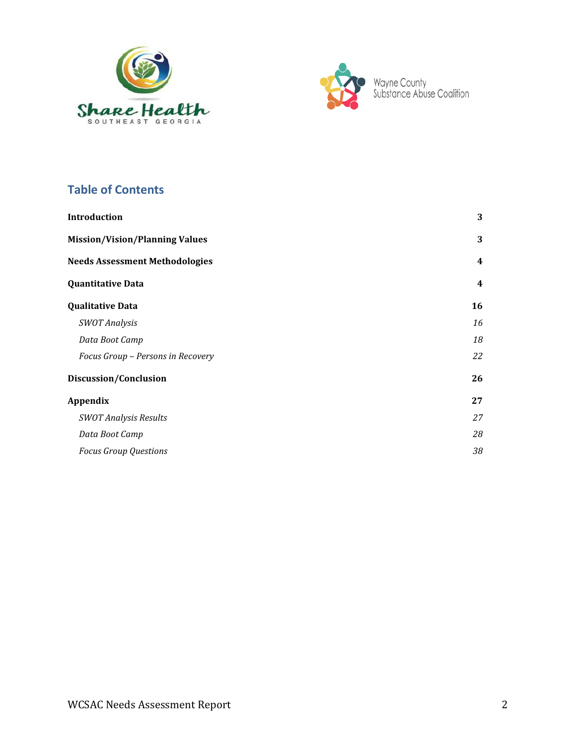## Table of Contents

| | |
|---|---|
| **Introduction** | **3** |
| **Mission/Vision/Planning Values** | **3** |
| **Needs Assessment Methodologies** | **4** |
| **Quantitative Data** | **4** |
| **Qualitative Data** | **16** |
| *SWOT Analysis* | *16* |
| *Data Boot Camp* | *18* |
| *Focus Group – Persons in Recovery* | *22* |
| **Discussion/Conclusion** | **26** |
| **Appendix** | **27** |
| *SWOT Analysis Results* | *27* |
| *Data Boot Camp* | *28* |
| *Focus Group Questions* | *38* |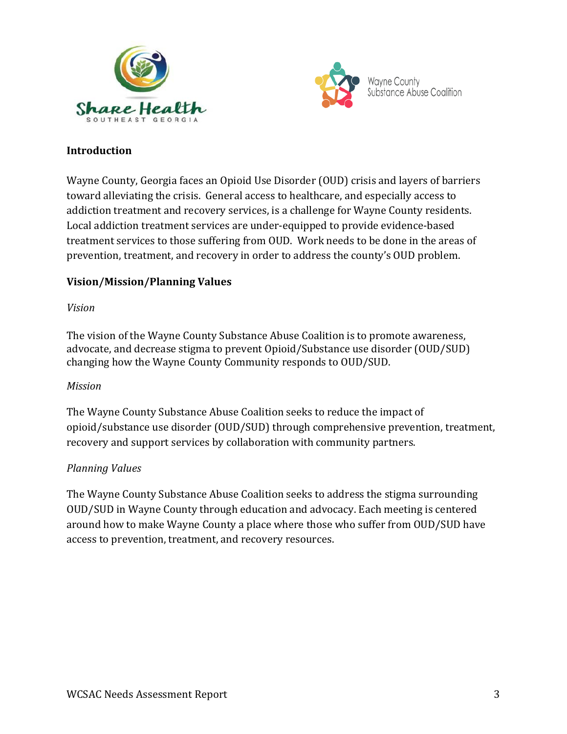## Introduction

Wayne County, Georgia faces an Opioid Use Disorder (OUD) crisis and layers of barriers toward alleviating the crisis. General access to healthcare, and especially access to addiction treatment and recovery services, is a challenge for Wayne County residents. Local addiction treatment services are under-equipped to provide evidence-based treatment services to those suffering from OUD. Work needs to be done in the areas of prevention, treatment, and recovery in order to address the county's OUD problem.

## Vision/Mission/Planning Values

### *Vision*

The vision of the Wayne County Substance Abuse Coalition is to promote awareness, advocate, and decrease stigma to prevent Opioid/Substance use disorder (OUD/SUD) changing how the Wayne County Community responds to OUD/SUD.

### *Mission*

The Wayne County Substance Abuse Coalition seeks to reduce the impact of opioid/substance use disorder (OUD/SUD) through comprehensive prevention, treatment, recovery and support services by collaboration with community partners.

### *Planning Values*

The Wayne County Substance Abuse Coalition seeks to address the stigma surrounding OUD/SUD in Wayne County through education and advocacy. Each meeting is centered around how to make Wayne County a place where those who suffer from OUD/SUD have access to prevention, treatment, and recovery resources.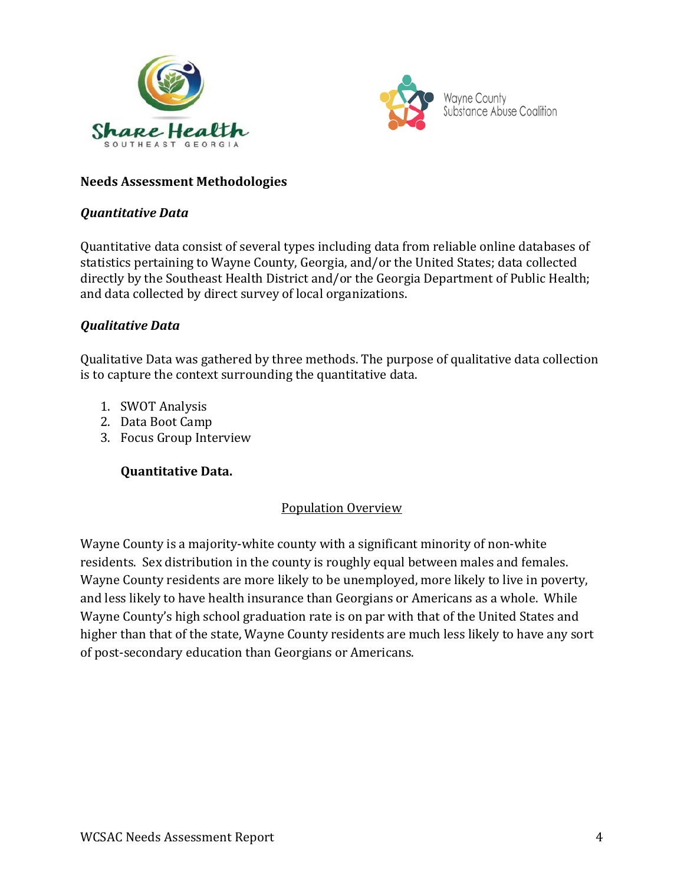**Needs Assessment Methodologies**

***Quantitative Data***

Quantitative data consist of several types including data from reliable online databases of statistics pertaining to Wayne County, Georgia, and/or the United States; data collected directly by the Southeast Health District and/or the Georgia Department of Public Health; and data collected by direct survey of local organizations.

***Qualitative Data***

Qualitative Data was gathered by three methods. The purpose of qualitative data collection is to capture the context surrounding the quantitative data.

1. SWOT Analysis
2. Data Boot Camp
3. Focus Group Interview

**Quantitative Data.**

<u>Population Overview</u>

Wayne County is a majority-white county with a significant minority of non-white residents. Sex distribution in the county is roughly equal between males and females. Wayne County residents are more likely to be unemployed, more likely to live in poverty, and less likely to have health insurance than Georgians or Americans as a whole. While Wayne County's high school graduation rate is on par with that of the United States and higher than that of the state, Wayne County residents are much less likely to have any sort of post-secondary education than Georgians or Americans.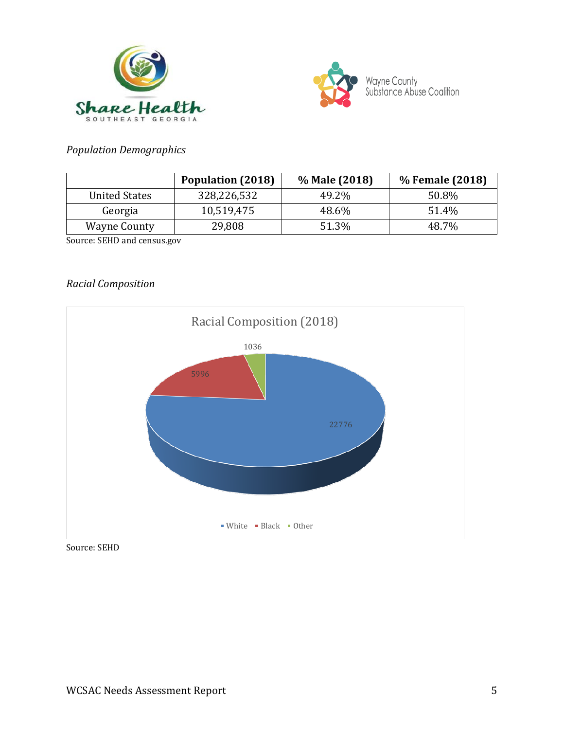*Population Demographics*

| | Population (2018) | % Male (2018) | % Female (2018) |
|---|---|---|---|
| United States | 328,226,532 | 49.2% | 50.8% |
| Georgia | 10,519,475 | 48.6% | 51.4% |
| Wayne County | 29,808 | 51.3% | 48.7% |

Source: SEHD and census.gov

*Racial Composition*

Racial Composition (2018)

| Race | Count |
|---|---|
| White | 22776 |
| Black | 5996 |
| Other | 1036 |

Source: SEHD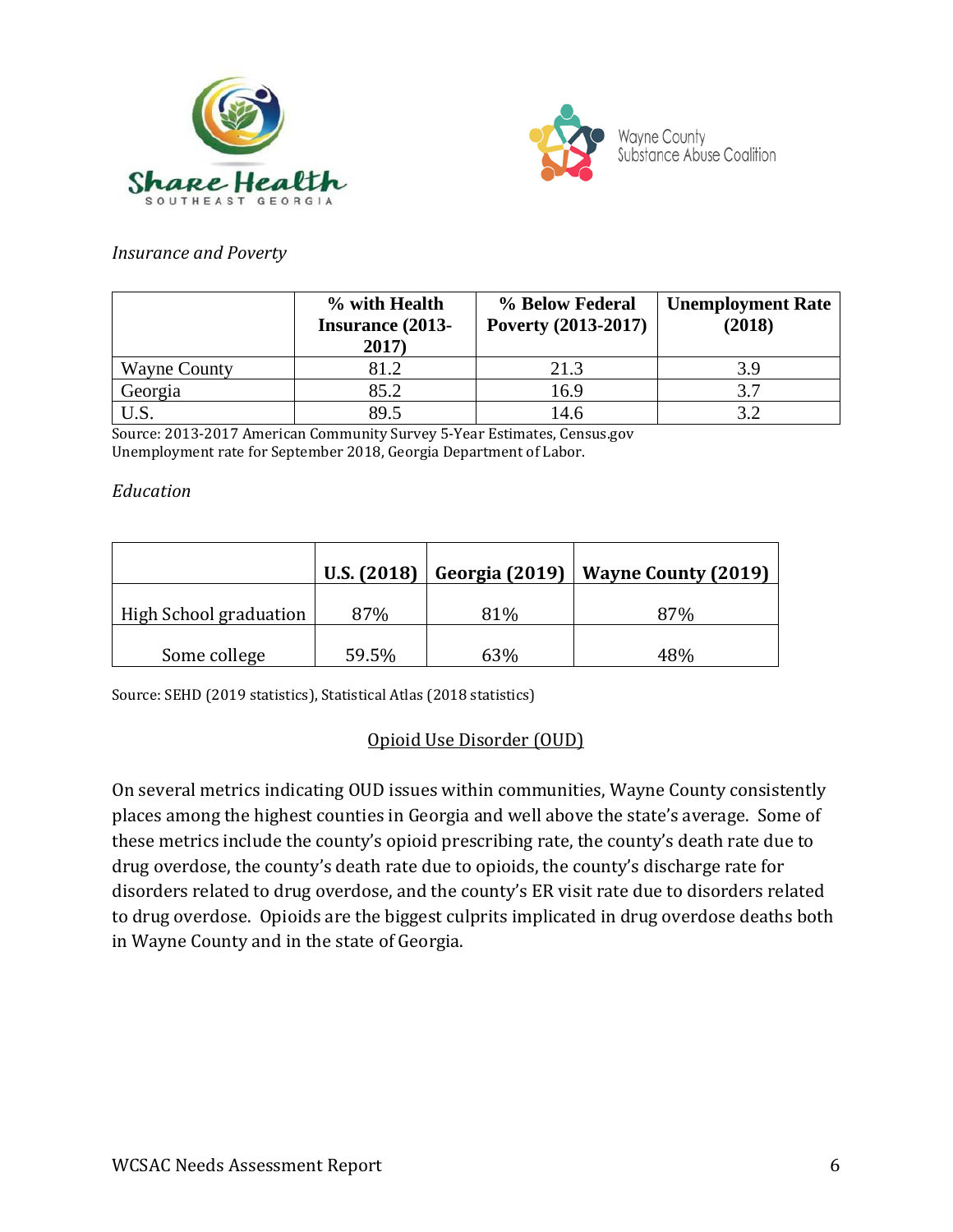*Insurance and Poverty*

| | % with Health Insurance (2013-2017) | % Below Federal Poverty (2013-2017) | Unemployment Rate (2018) |
|---|---|---|---|
| Wayne County | 81.2 | 21.3 | 3.9 |
| Georgia | 85.2 | 16.9 | 3.7 |
| U.S. | 89.5 | 14.6 | 3.2 |

Source: 2013-2017 American Community Survey 5-Year Estimates, Census.gov
Unemployment rate for September 2018, Georgia Department of Labor.

*Education*

| | U.S. (2018) | Georgia (2019) | Wayne County (2019) |
|---|---|---|---|
| High School graduation | 87% | 81% | 87% |
| Some college | 59.5% | 63% | 48% |

Source: SEHD (2019 statistics), Statistical Atlas (2018 statistics)

## Opioid Use Disorder (OUD)

On several metrics indicating OUD issues within communities, Wayne County consistently places among the highest counties in Georgia and well above the state's average. Some of these metrics include the county's opioid prescribing rate, the county's death rate due to drug overdose, the county's death rate due to opioids, the county's discharge rate for disorders related to drug overdose, and the county's ER visit rate due to disorders related to drug overdose. Opioids are the biggest culprits implicated in drug overdose deaths both in Wayne County and in the state of Georgia.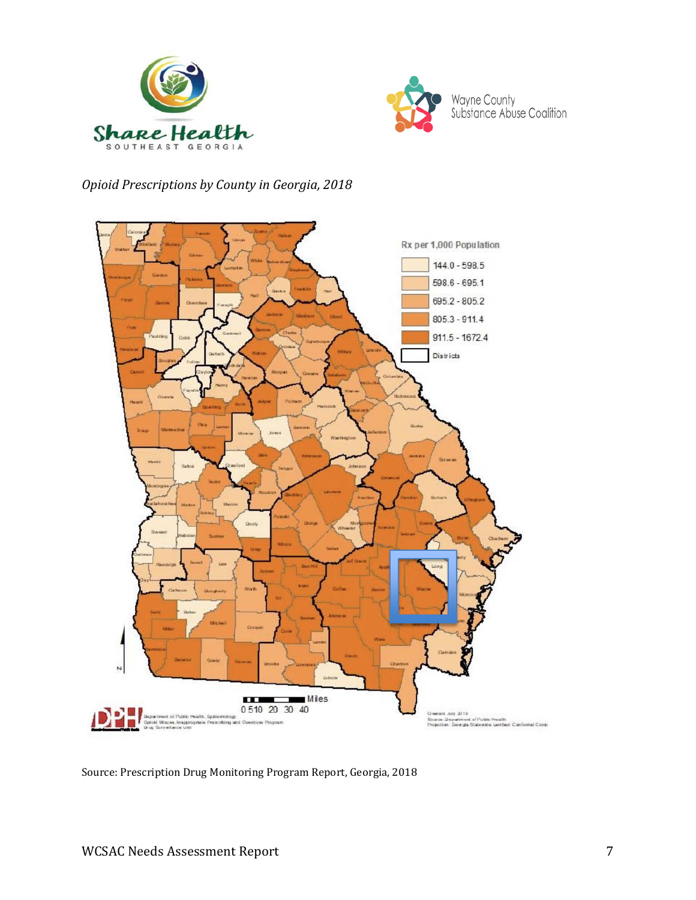*Opioid Prescriptions by County in Georgia, 2018*

Source: Prescription Drug Monitoring Program Report, Georgia, 2018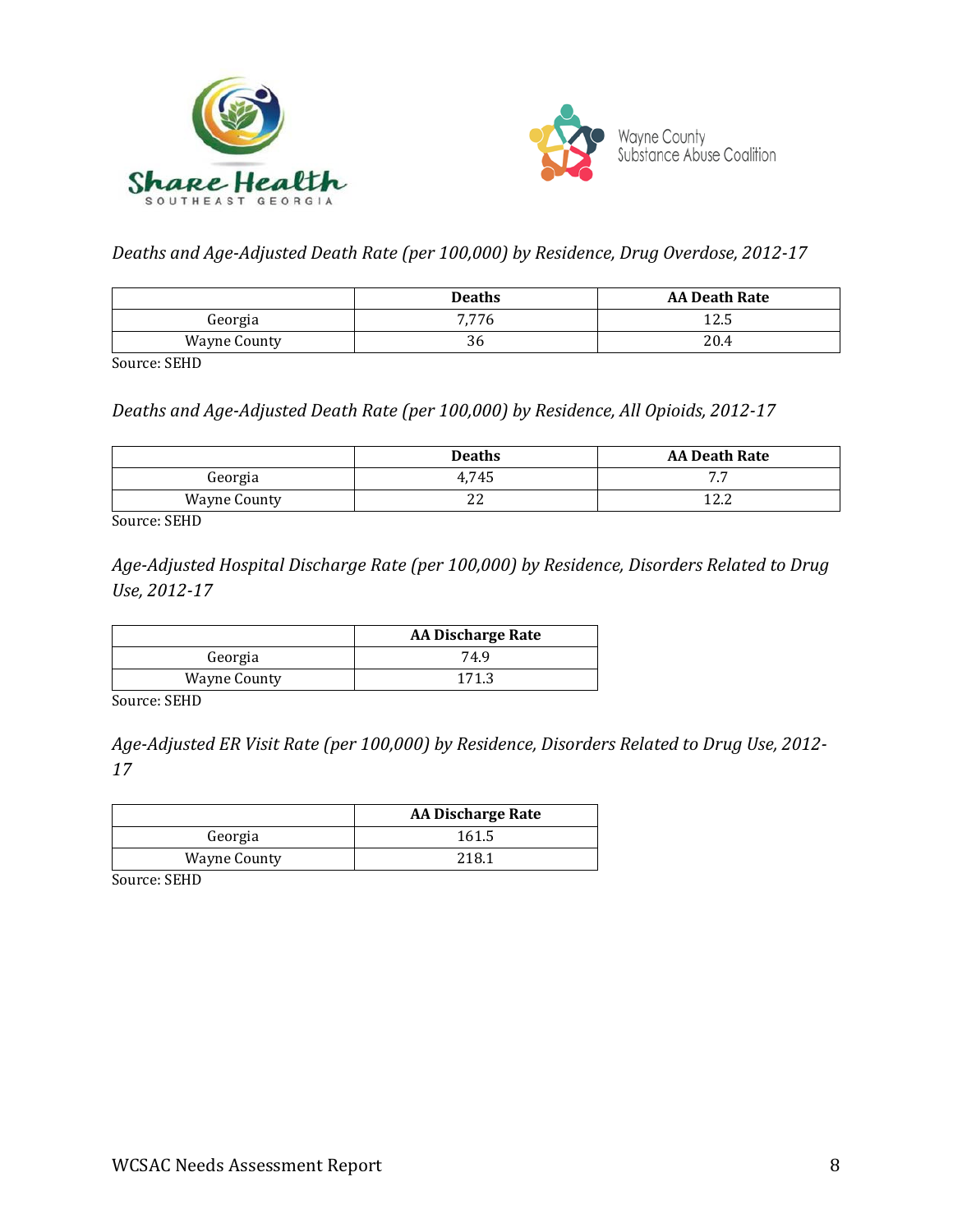*Deaths and Age-Adjusted Death Rate (per 100,000) by Residence, Drug Overdose, 2012-17*

| | Deaths | AA Death Rate |
|---|---|---|
| Georgia | 7,776 | 12.5 |
| Wayne County | 36 | 20.4 |

Source: SEHD

*Deaths and Age-Adjusted Death Rate (per 100,000) by Residence, All Opioids, 2012-17*

| | Deaths | AA Death Rate |
|---|---|---|
| Georgia | 4,745 | 7.7 |
| Wayne County | 22 | 12.2 |

Source: SEHD

*Age-Adjusted Hospital Discharge Rate (per 100,000) by Residence, Disorders Related to Drug Use, 2012-17*

| | AA Discharge Rate |
|---|---|
| Georgia | 74.9 |
| Wayne County | 171.3 |

Source: SEHD

*Age-Adjusted ER Visit Rate (per 100,000) by Residence, Disorders Related to Drug Use, 2012-17*

| | AA Discharge Rate |
|---|---|
| Georgia | 161.5 |
| Wayne County | 218.1 |

Source: SEHD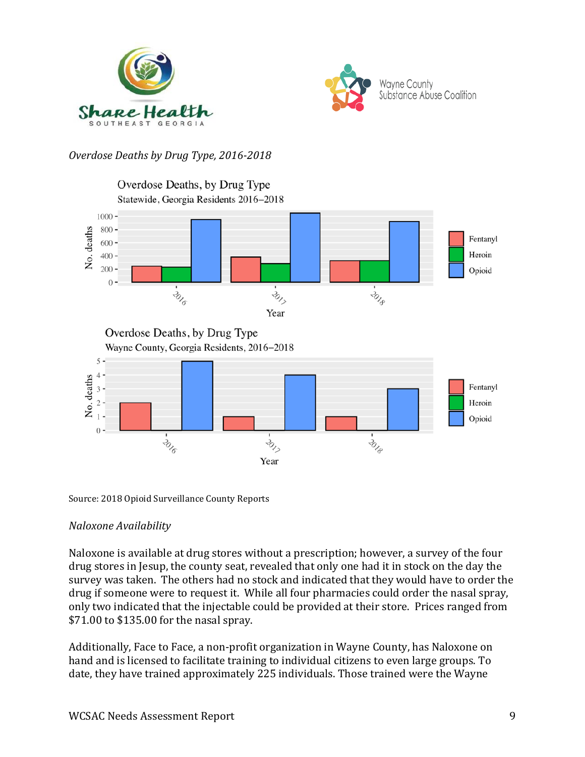*Overdose Deaths by Drug Type, 2016-2018*

Source: 2018 Opioid Surveillance County Reports

*Naloxone Availability*

Naloxone is available at drug stores without a prescription; however, a survey of the four drug stores in Jesup, the county seat, revealed that only one had it in stock on the day the survey was taken. The others had no stock and indicated that they would have to order the drug if someone were to request it. While all four pharmacies could order the nasal spray, only two indicated that the injectable could be provided at their store. Prices ranged from $71.00 to $135.00 for the nasal spray.

Additionally, Face to Face, a non-profit organization in Wayne County, has Naloxone on hand and is licensed to facilitate training to individual citizens to even large groups. To date, they have trained approximately 225 individuals. Those trained were the Wayne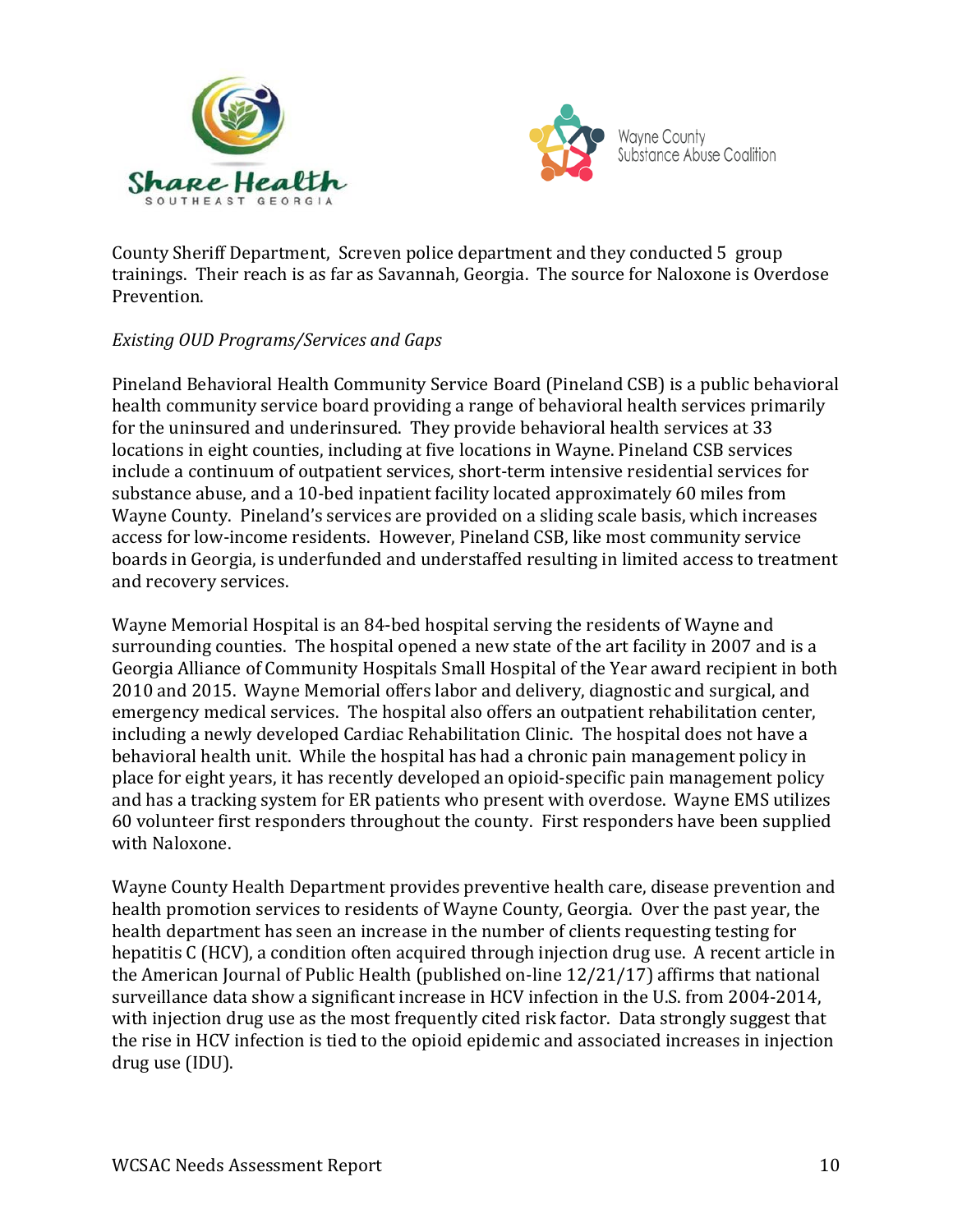County Sheriff Department, Screven police department and they conducted 5 group trainings. Their reach is as far as Savannah, Georgia. The source for Naloxone is Overdose Prevention.

*Existing OUD Programs/Services and Gaps*

Pineland Behavioral Health Community Service Board (Pineland CSB) is a public behavioral health community service board providing a range of behavioral health services primarily for the uninsured and underinsured. They provide behavioral health services at 33 locations in eight counties, including at five locations in Wayne. Pineland CSB services include a continuum of outpatient services, short-term intensive residential services for substance abuse, and a 10-bed inpatient facility located approximately 60 miles from Wayne County. Pineland's services are provided on a sliding scale basis, which increases access for low-income residents. However, Pineland CSB, like most community service boards in Georgia, is underfunded and understaffed resulting in limited access to treatment and recovery services.

Wayne Memorial Hospital is an 84-bed hospital serving the residents of Wayne and surrounding counties. The hospital opened a new state of the art facility in 2007 and is a Georgia Alliance of Community Hospitals Small Hospital of the Year award recipient in both 2010 and 2015. Wayne Memorial offers labor and delivery, diagnostic and surgical, and emergency medical services. The hospital also offers an outpatient rehabilitation center, including a newly developed Cardiac Rehabilitation Clinic. The hospital does not have a behavioral health unit. While the hospital has had a chronic pain management policy in place for eight years, it has recently developed an opioid-specific pain management policy and has a tracking system for ER patients who present with overdose. Wayne EMS utilizes 60 volunteer first responders throughout the county. First responders have been supplied with Naloxone.

Wayne County Health Department provides preventive health care, disease prevention and health promotion services to residents of Wayne County, Georgia. Over the past year, the health department has seen an increase in the number of clients requesting testing for hepatitis C (HCV), a condition often acquired through injection drug use. A recent article in the American Journal of Public Health (published on-line 12/21/17) affirms that national surveillance data show a significant increase in HCV infection in the U.S. from 2004-2014, with injection drug use as the most frequently cited risk factor. Data strongly suggest that the rise in HCV infection is tied to the opioid epidemic and associated increases in injection drug use (IDU).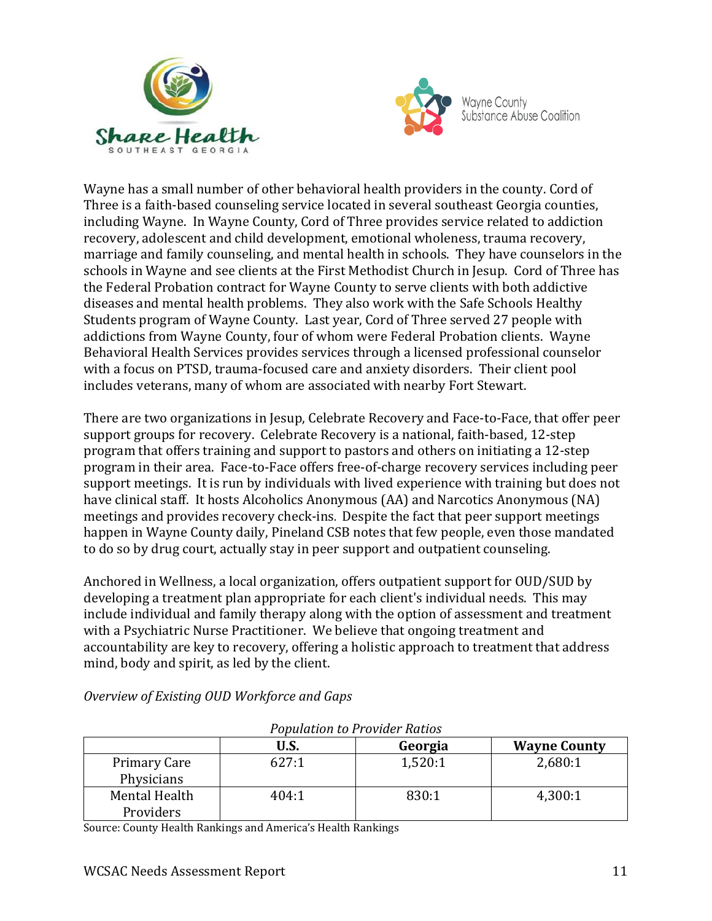Wayne has a small number of other behavioral health providers in the county. Cord of Three is a faith-based counseling service located in several southeast Georgia counties, including Wayne. In Wayne County, Cord of Three provides service related to addiction recovery, adolescent and child development, emotional wholeness, trauma recovery, marriage and family counseling, and mental health in schools. They have counselors in the schools in Wayne and see clients at the First Methodist Church in Jesup. Cord of Three has the Federal Probation contract for Wayne County to serve clients with both addictive diseases and mental health problems. They also work with the Safe Schools Healthy Students program of Wayne County. Last year, Cord of Three served 27 people with addictions from Wayne County, four of whom were Federal Probation clients. Wayne Behavioral Health Services provides services through a licensed professional counselor with a focus on PTSD, trauma-focused care and anxiety disorders. Their client pool includes veterans, many of whom are associated with nearby Fort Stewart.

There are two organizations in Jesup, Celebrate Recovery and Face-to-Face, that offer peer support groups for recovery. Celebrate Recovery is a national, faith-based, 12-step program that offers training and support to pastors and others on initiating a 12-step program in their area. Face-to-Face offers free-of-charge recovery services including peer support meetings. It is run by individuals with lived experience with training but does not have clinical staff. It hosts Alcoholics Anonymous (AA) and Narcotics Anonymous (NA) meetings and provides recovery check-ins. Despite the fact that peer support meetings happen in Wayne County daily, Pineland CSB notes that few people, even those mandated to do so by drug court, actually stay in peer support and outpatient counseling.

Anchored in Wellness, a local organization, offers outpatient support for OUD/SUD by developing a treatment plan appropriate for each client's individual needs. This may include individual and family therapy along with the option of assessment and treatment with a Psychiatric Nurse Practitioner. We believe that ongoing treatment and accountability are key to recovery, offering a holistic approach to treatment that address mind, body and spirit, as led by the client.

*Overview of Existing OUD Workforce and Gaps*

*Population to Provider Ratios*

| | U.S. | Georgia | Wayne County |
|---|---|---|---|
| Primary Care Physicians | 627:1 | 1,520:1 | 2,680:1 |
| Mental Health Providers | 404:1 | 830:1 | 4,300:1 |

Source: County Health Rankings and America's Health Rankings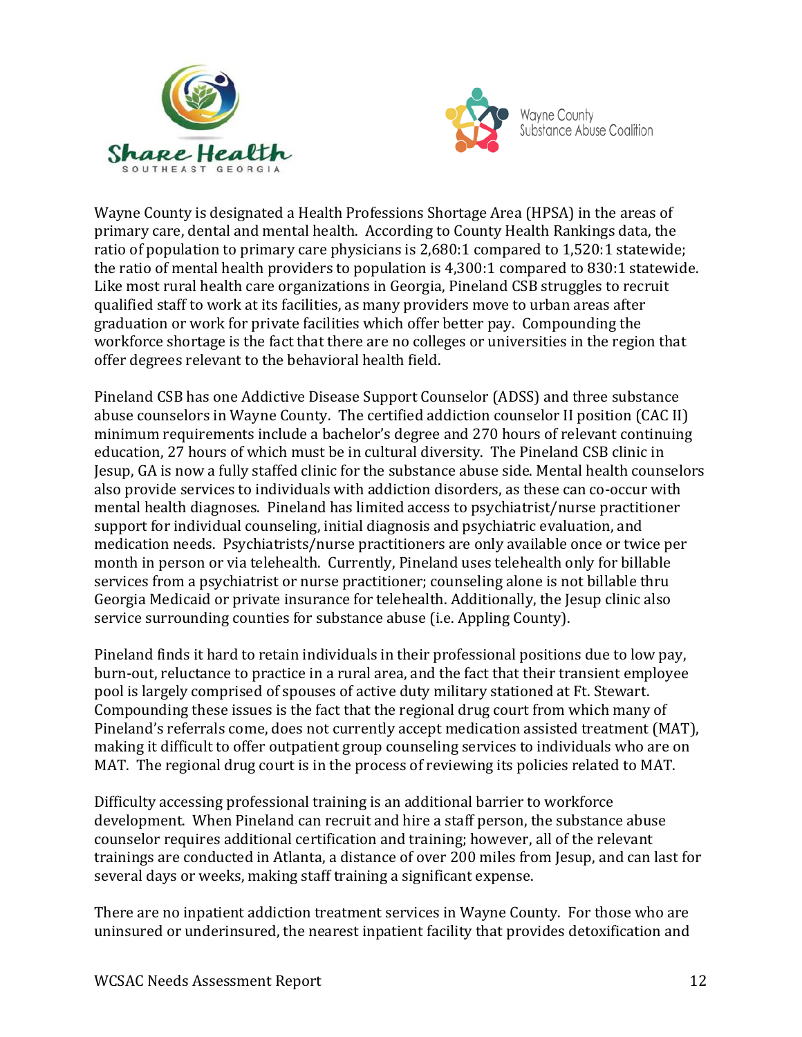Wayne County is designated a Health Professions Shortage Area (HPSA) in the areas of primary care, dental and mental health. According to County Health Rankings data, the ratio of population to primary care physicians is 2,680:1 compared to 1,520:1 statewide; the ratio of mental health providers to population is 4,300:1 compared to 830:1 statewide. Like most rural health care organizations in Georgia, Pineland CSB struggles to recruit qualified staff to work at its facilities, as many providers move to urban areas after graduation or work for private facilities which offer better pay. Compounding the workforce shortage is the fact that there are no colleges or universities in the region that offer degrees relevant to the behavioral health field.

Pineland CSB has one Addictive Disease Support Counselor (ADSS) and three substance abuse counselors in Wayne County. The certified addiction counselor II position (CAC II) minimum requirements include a bachelor's degree and 270 hours of relevant continuing education, 27 hours of which must be in cultural diversity. The Pineland CSB clinic in Jesup, GA is now a fully staffed clinic for the substance abuse side. Mental health counselors also provide services to individuals with addiction disorders, as these can co-occur with mental health diagnoses. Pineland has limited access to psychiatrist/nurse practitioner support for individual counseling, initial diagnosis and psychiatric evaluation, and medication needs. Psychiatrists/nurse practitioners are only available once or twice per month in person or via telehealth. Currently, Pineland uses telehealth only for billable services from a psychiatrist or nurse practitioner; counseling alone is not billable thru Georgia Medicaid or private insurance for telehealth. Additionally, the Jesup clinic also service surrounding counties for substance abuse (i.e. Appling County).

Pineland finds it hard to retain individuals in their professional positions due to low pay, burn-out, reluctance to practice in a rural area, and the fact that their transient employee pool is largely comprised of spouses of active duty military stationed at Ft. Stewart. Compounding these issues is the fact that the regional drug court from which many of Pineland's referrals come, does not currently accept medication assisted treatment (MAT), making it difficult to offer outpatient group counseling services to individuals who are on MAT. The regional drug court is in the process of reviewing its policies related to MAT.

Difficulty accessing professional training is an additional barrier to workforce development. When Pineland can recruit and hire a staff person, the substance abuse counselor requires additional certification and training; however, all of the relevant trainings are conducted in Atlanta, a distance of over 200 miles from Jesup, and can last for several days or weeks, making staff training a significant expense.

There are no inpatient addiction treatment services in Wayne County. For those who are uninsured or underinsured, the nearest inpatient facility that provides detoxification and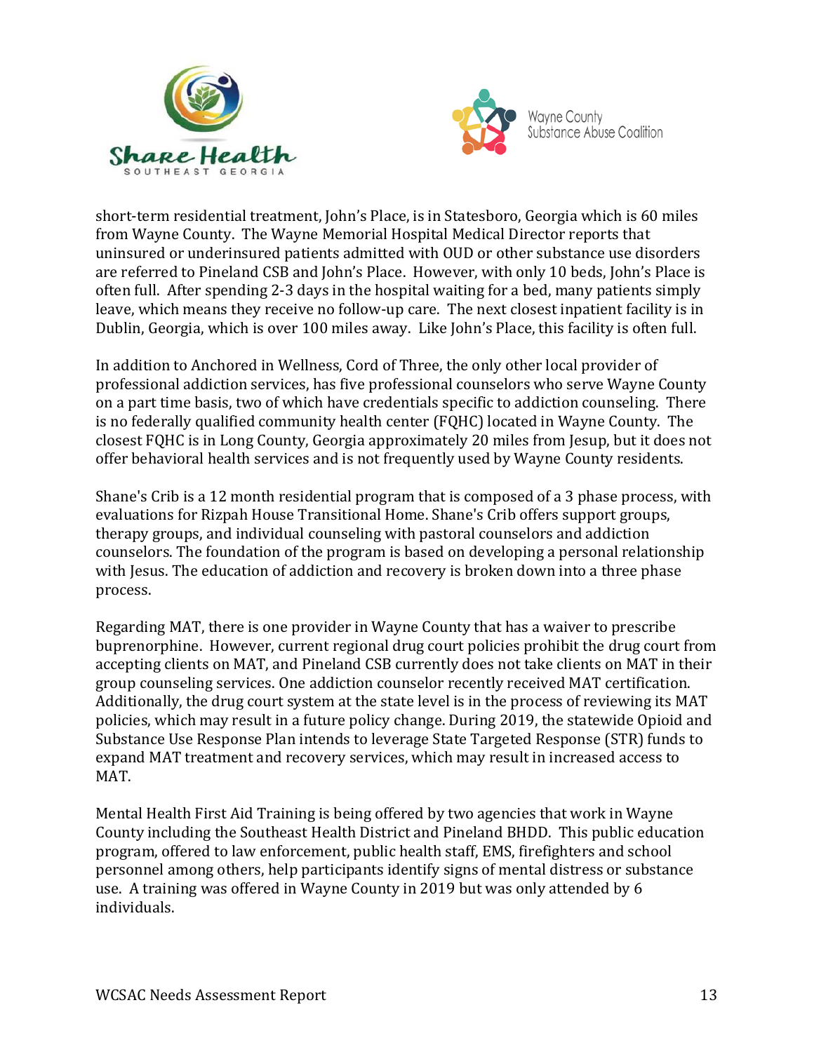short-term residential treatment, John's Place, is in Statesboro, Georgia which is 60 miles from Wayne County. The Wayne Memorial Hospital Medical Director reports that uninsured or underinsured patients admitted with OUD or other substance use disorders are referred to Pineland CSB and John's Place. However, with only 10 beds, John's Place is often full. After spending 2-3 days in the hospital waiting for a bed, many patients simply leave, which means they receive no follow-up care. The next closest inpatient facility is in Dublin, Georgia, which is over 100 miles away. Like John's Place, this facility is often full.

In addition to Anchored in Wellness, Cord of Three, the only other local provider of professional addiction services, has five professional counselors who serve Wayne County on a part time basis, two of which have credentials specific to addiction counseling. There is no federally qualified community health center (FQHC) located in Wayne County. The closest FQHC is in Long County, Georgia approximately 20 miles from Jesup, but it does not offer behavioral health services and is not frequently used by Wayne County residents.

Shane's Crib is a 12 month residential program that is composed of a 3 phase process, with evaluations for Rizpah House Transitional Home. Shane's Crib offers support groups, therapy groups, and individual counseling with pastoral counselors and addiction counselors. The foundation of the program is based on developing a personal relationship with Jesus. The education of addiction and recovery is broken down into a three phase process.

Regarding MAT, there is one provider in Wayne County that has a waiver to prescribe buprenorphine. However, current regional drug court policies prohibit the drug court from accepting clients on MAT, and Pineland CSB currently does not take clients on MAT in their group counseling services. One addiction counselor recently received MAT certification. Additionally, the drug court system at the state level is in the process of reviewing its MAT policies, which may result in a future policy change. During 2019, the statewide Opioid and Substance Use Response Plan intends to leverage State Targeted Response (STR) funds to expand MAT treatment and recovery services, which may result in increased access to MAT.

Mental Health First Aid Training is being offered by two agencies that work in Wayne County including the Southeast Health District and Pineland BHDD. This public education program, offered to law enforcement, public health staff, EMS, firefighters and school personnel among others, help participants identify signs of mental distress or substance use. A training was offered in Wayne County in 2019 but was only attended by 6 individuals.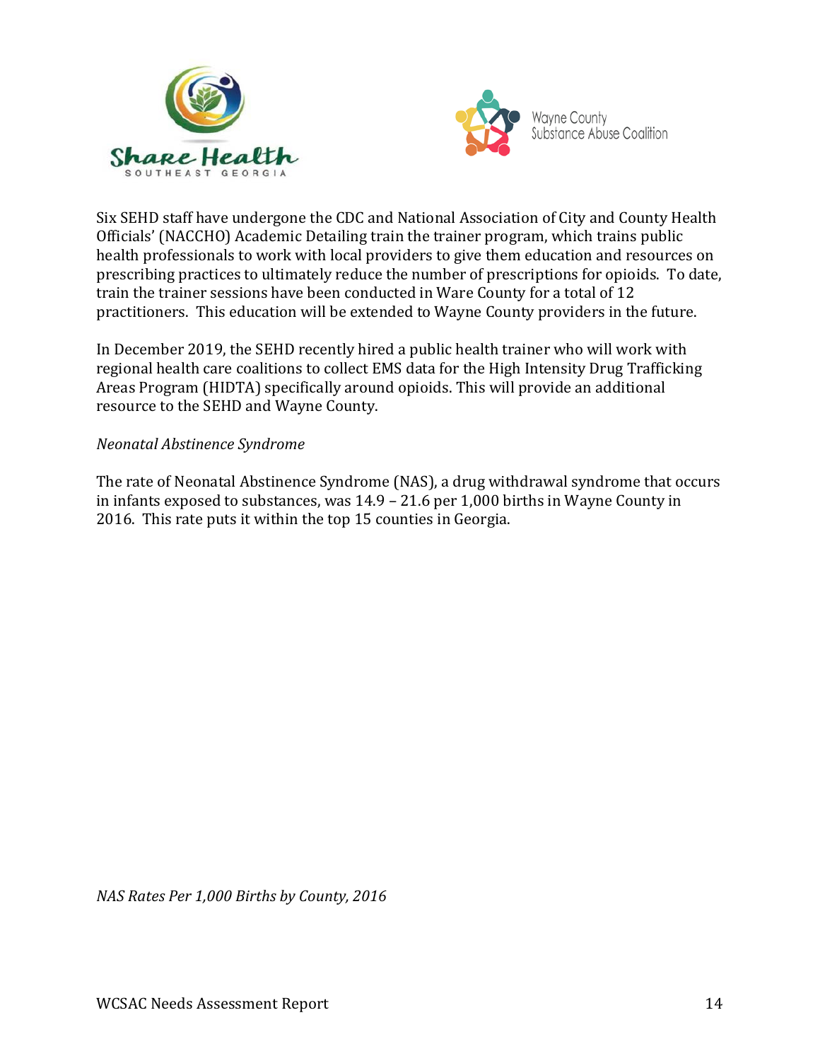Six SEHD staff have undergone the CDC and National Association of City and County Health Officials' (NACCHO) Academic Detailing train the trainer program, which trains public health professionals to work with local providers to give them education and resources on prescribing practices to ultimately reduce the number of prescriptions for opioids. To date, train the trainer sessions have been conducted in Ware County for a total of 12 practitioners. This education will be extended to Wayne County providers in the future.

In December 2019, the SEHD recently hired a public health trainer who will work with regional health care coalitions to collect EMS data for the High Intensity Drug Trafficking Areas Program (HIDTA) specifically around opioids. This will provide an additional resource to the SEHD and Wayne County.

*Neonatal Abstinence Syndrome*

The rate of Neonatal Abstinence Syndrome (NAS), a drug withdrawal syndrome that occurs in infants exposed to substances, was 14.9 – 21.6 per 1,000 births in Wayne County in 2016. This rate puts it within the top 15 counties in Georgia.

*NAS Rates Per 1,000 Births by County, 2016*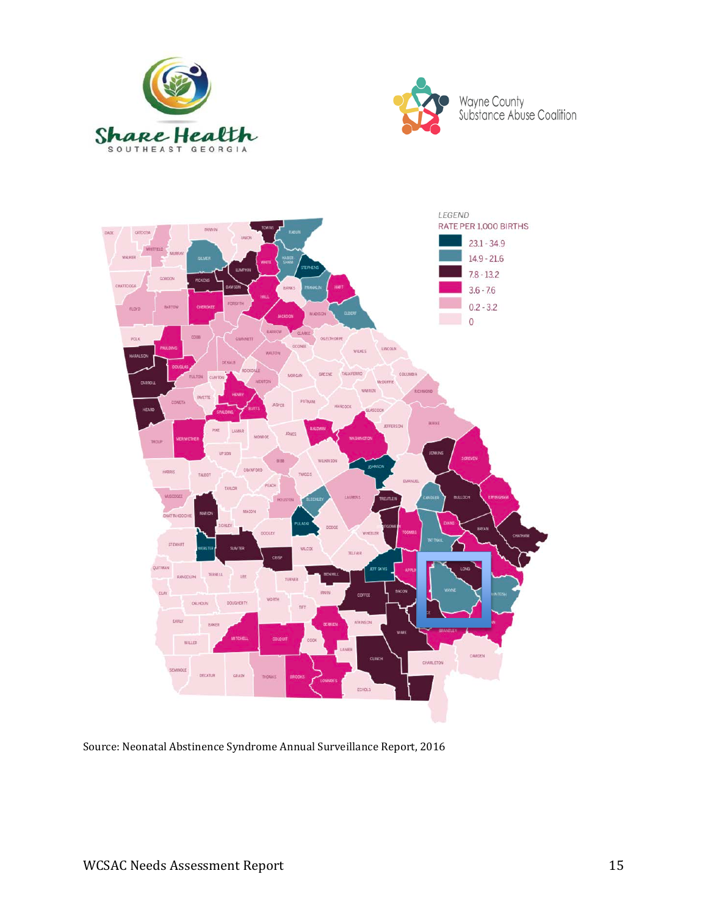LEGEND

RATE PER 1,000 BIRTHS

- 23.1 - 34.9
- 14.9 - 21.6
- 7.8 - 13.2
- 3.6 - 7.6
- 0.2 - 3.2
- 0

Source: Neonatal Abstinence Syndrome Annual Surveillance Report, 2016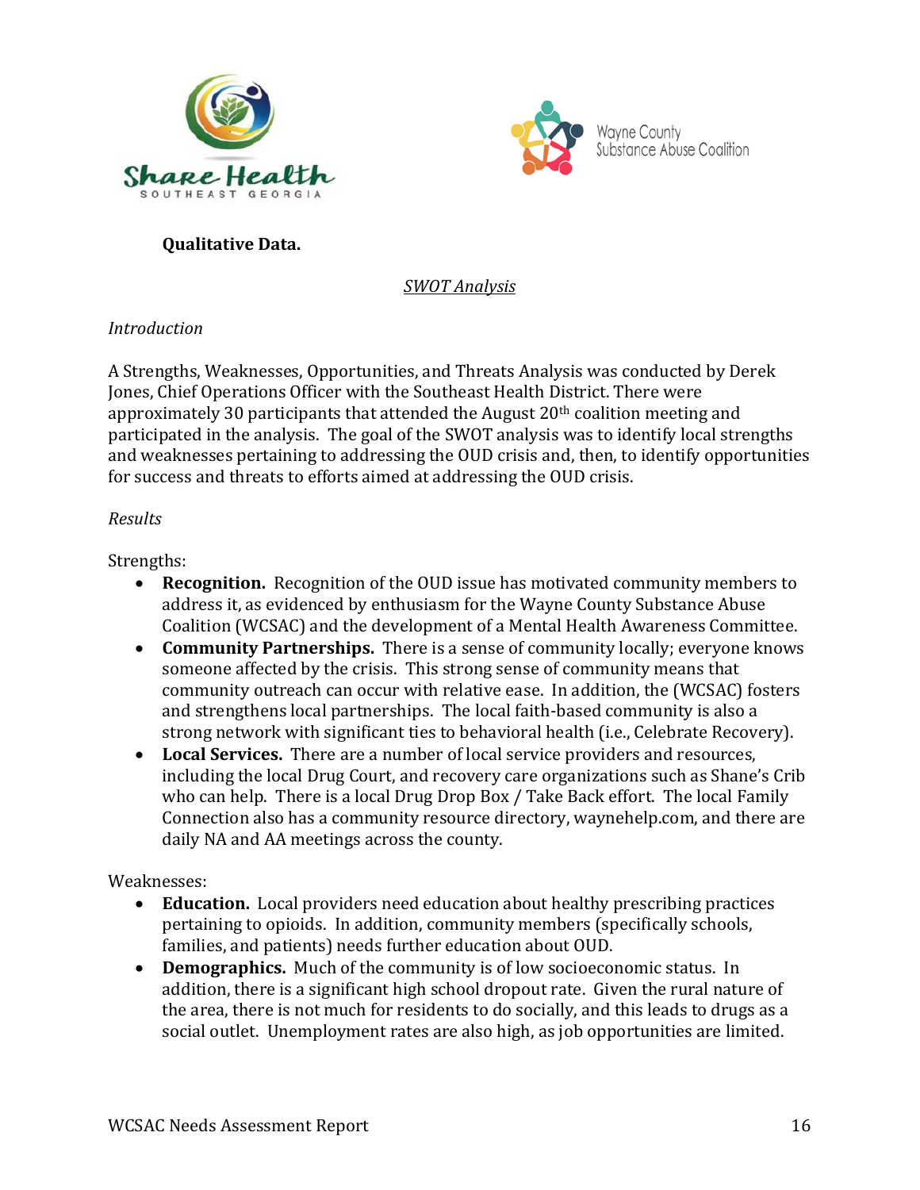**Qualitative Data.**

*SWOT Analysis*

*Introduction*

A Strengths, Weaknesses, Opportunities, and Threats Analysis was conducted by Derek Jones, Chief Operations Officer with the Southeast Health District. There were approximately 30 participants that attended the August 20th coalition meeting and participated in the analysis. The goal of the SWOT analysis was to identify local strengths and weaknesses pertaining to addressing the OUD crisis and, then, to identify opportunities for success and threats to efforts aimed at addressing the OUD crisis.

*Results*

Strengths:

- **Recognition.** Recognition of the OUD issue has motivated community members to address it, as evidenced by enthusiasm for the Wayne County Substance Abuse Coalition (WCSAC) and the development of a Mental Health Awareness Committee.
- **Community Partnerships.** There is a sense of community locally; everyone knows someone affected by the crisis. This strong sense of community means that community outreach can occur with relative ease. In addition, the (WCSAC) fosters and strengthens local partnerships. The local faith-based community is also a strong network with significant ties to behavioral health (i.e., Celebrate Recovery).
- **Local Services.** There are a number of local service providers and resources, including the local Drug Court, and recovery care organizations such as Shane's Crib who can help. There is a local Drug Drop Box / Take Back effort. The local Family Connection also has a community resource directory, waynehelp.com, and there are daily NA and AA meetings across the county.

Weaknesses:

- **Education.** Local providers need education about healthy prescribing practices pertaining to opioids. In addition, community members (specifically schools, families, and patients) needs further education about OUD.
- **Demographics.** Much of the community is of low socioeconomic status. In addition, there is a significant high school dropout rate. Given the rural nature of the area, there is not much for residents to do socially, and this leads to drugs as a social outlet. Unemployment rates are also high, as job opportunities are limited.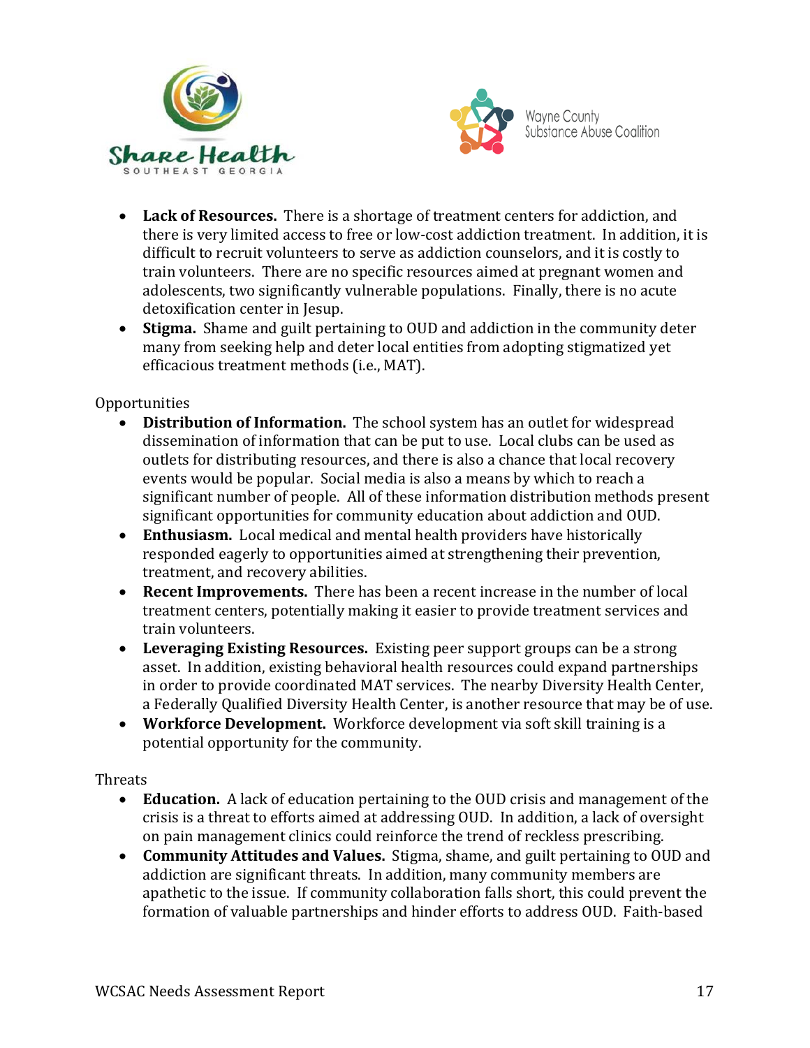- **Lack of Resources.** There is a shortage of treatment centers for addiction, and there is very limited access to free or low-cost addiction treatment. In addition, it is difficult to recruit volunteers to serve as addiction counselors, and it is costly to train volunteers. There are no specific resources aimed at pregnant women and adolescents, two significantly vulnerable populations. Finally, there is no acute detoxification center in Jesup.
- **Stigma.** Shame and guilt pertaining to OUD and addiction in the community deter many from seeking help and deter local entities from adopting stigmatized yet efficacious treatment methods (i.e., MAT).

Opportunities

- **Distribution of Information.** The school system has an outlet for widespread dissemination of information that can be put to use. Local clubs can be used as outlets for distributing resources, and there is also a chance that local recovery events would be popular. Social media is also a means by which to reach a significant number of people. All of these information distribution methods present significant opportunities for community education about addiction and OUD.
- **Enthusiasm.** Local medical and mental health providers have historically responded eagerly to opportunities aimed at strengthening their prevention, treatment, and recovery abilities.
- **Recent Improvements.** There has been a recent increase in the number of local treatment centers, potentially making it easier to provide treatment services and train volunteers.
- **Leveraging Existing Resources.** Existing peer support groups can be a strong asset. In addition, existing behavioral health resources could expand partnerships in order to provide coordinated MAT services. The nearby Diversity Health Center, a Federally Qualified Diversity Health Center, is another resource that may be of use.
- **Workforce Development.** Workforce development via soft skill training is a potential opportunity for the community.

Threats

- **Education.** A lack of education pertaining to the OUD crisis and management of the crisis is a threat to efforts aimed at addressing OUD. In addition, a lack of oversight on pain management clinics could reinforce the trend of reckless prescribing.
- **Community Attitudes and Values.** Stigma, shame, and guilt pertaining to OUD and addiction are significant threats. In addition, many community members are apathetic to the issue. If community collaboration falls short, this could prevent the formation of valuable partnerships and hinder efforts to address OUD. Faith-based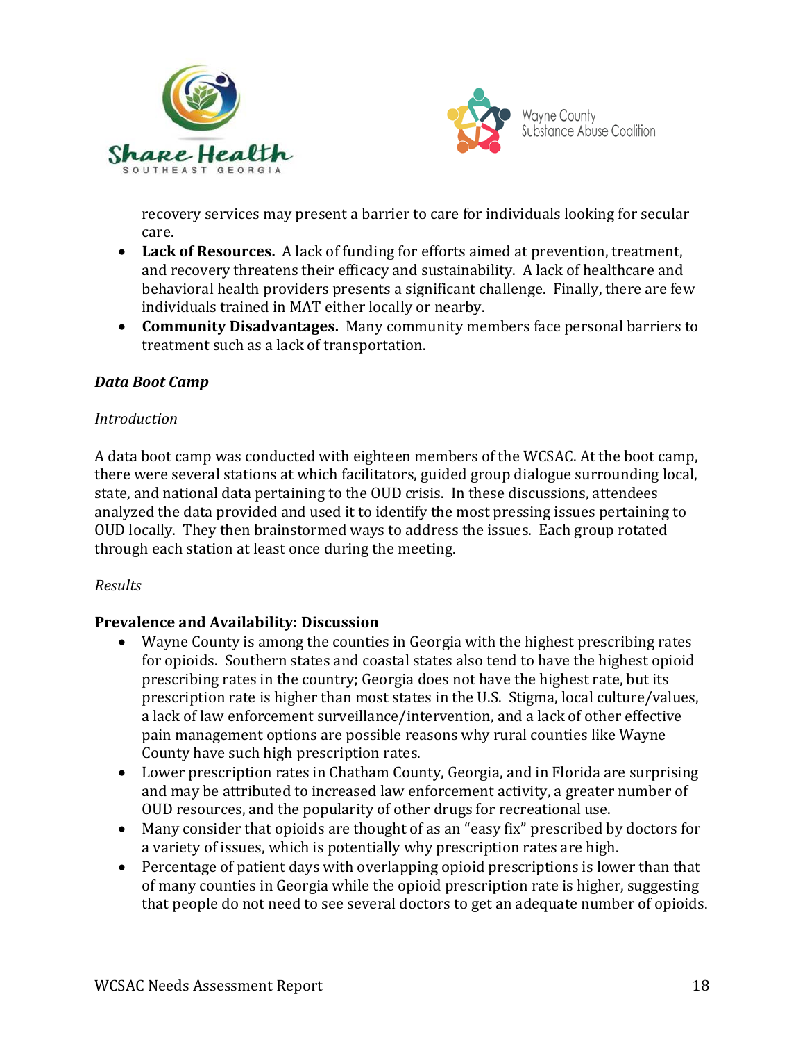recovery services may present a barrier to care for individuals looking for secular care.

- **Lack of Resources.** A lack of funding for efforts aimed at prevention, treatment, and recovery threatens their efficacy and sustainability. A lack of healthcare and behavioral health providers presents a significant challenge. Finally, there are few individuals trained in MAT either locally or nearby.
- **Community Disadvantages.** Many community members face personal barriers to treatment such as a lack of transportation.

### *Data Boot Camp*

*Introduction*

A data boot camp was conducted with eighteen members of the WCSAC. At the boot camp, there were several stations at which facilitators, guided group dialogue surrounding local, state, and national data pertaining to the OUD crisis. In these discussions, attendees analyzed the data provided and used it to identify the most pressing issues pertaining to OUD locally. They then brainstormed ways to address the issues. Each group rotated through each station at least once during the meeting.

*Results*

**Prevalence and Availability: Discussion**

- Wayne County is among the counties in Georgia with the highest prescribing rates for opioids. Southern states and coastal states also tend to have the highest opioid prescribing rates in the country; Georgia does not have the highest rate, but its prescription rate is higher than most states in the U.S. Stigma, local culture/values, a lack of law enforcement surveillance/intervention, and a lack of other effective pain management options are possible reasons why rural counties like Wayne County have such high prescription rates.
- Lower prescription rates in Chatham County, Georgia, and in Florida are surprising and may be attributed to increased law enforcement activity, a greater number of OUD resources, and the popularity of other drugs for recreational use.
- Many consider that opioids are thought of as an "easy fix" prescribed by doctors for a variety of issues, which is potentially why prescription rates are high.
- Percentage of patient days with overlapping opioid prescriptions is lower than that of many counties in Georgia while the opioid prescription rate is higher, suggesting that people do not need to see several doctors to get an adequate number of opioids.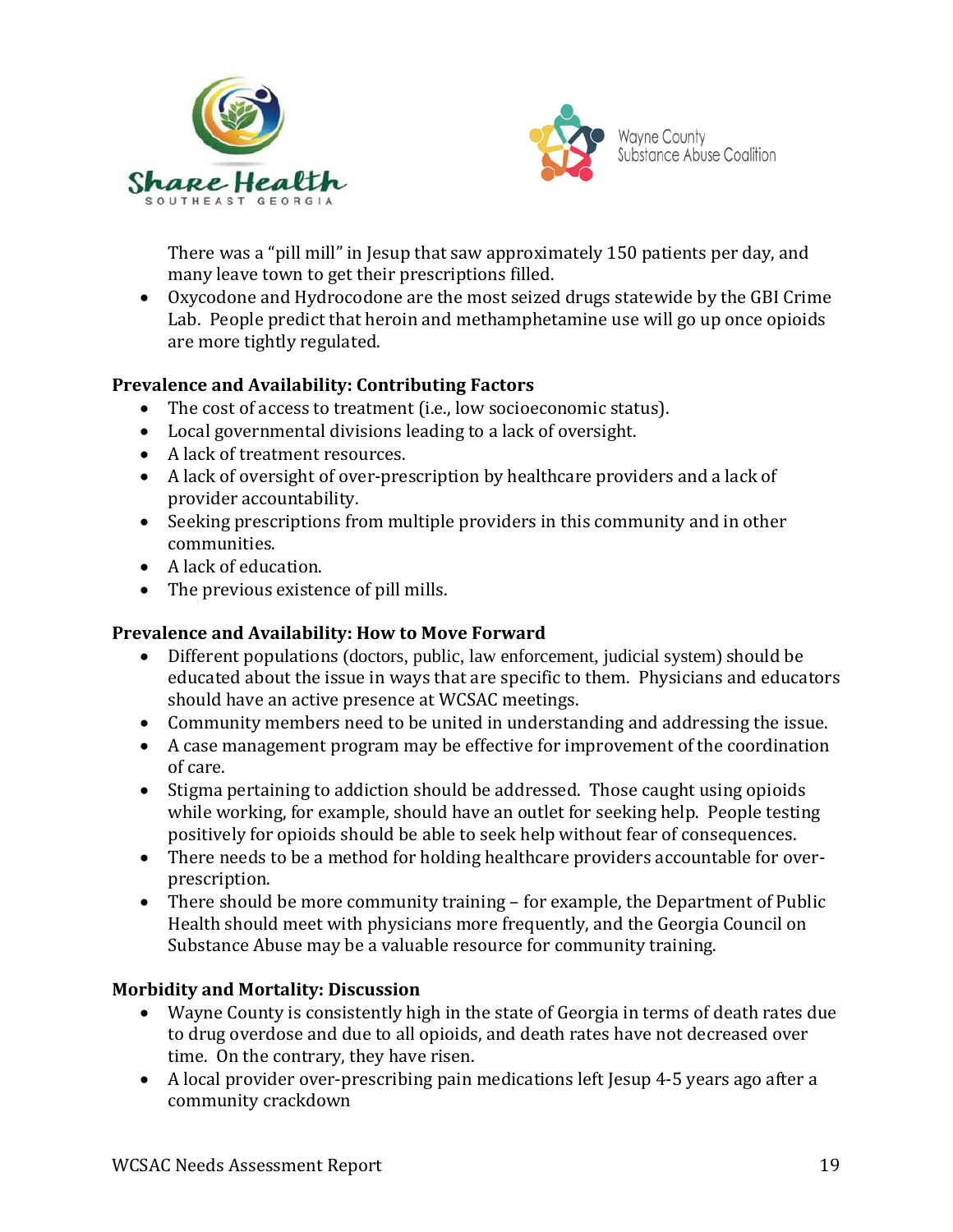There was a "pill mill" in Jesup that saw approximately 150 patients per day, and many leave town to get their prescriptions filled.

- Oxycodone and Hydrocodone are the most seized drugs statewide by the GBI Crime Lab. People predict that heroin and methamphetamine use will go up once opioids are more tightly regulated.

**Prevalence and Availability: Contributing Factors**

- The cost of access to treatment (i.e., low socioeconomic status).
- Local governmental divisions leading to a lack of oversight.
- A lack of treatment resources.
- A lack of oversight of over-prescription by healthcare providers and a lack of provider accountability.
- Seeking prescriptions from multiple providers in this community and in other communities.
- A lack of education.
- The previous existence of pill mills.

**Prevalence and Availability: How to Move Forward**

- Different populations (doctors, public, law enforcement, judicial system) should be educated about the issue in ways that are specific to them. Physicians and educators should have an active presence at WCSAC meetings.
- Community members need to be united in understanding and addressing the issue.
- A case management program may be effective for improvement of the coordination of care.
- Stigma pertaining to addiction should be addressed. Those caught using opioids while working, for example, should have an outlet for seeking help. People testing positively for opioids should be able to seek help without fear of consequences.
- There needs to be a method for holding healthcare providers accountable for over-prescription.
- There should be more community training – for example, the Department of Public Health should meet with physicians more frequently, and the Georgia Council on Substance Abuse may be a valuable resource for community training.

**Morbidity and Mortality: Discussion**

- Wayne County is consistently high in the state of Georgia in terms of death rates due to drug overdose and due to all opioids, and death rates have not decreased over time. On the contrary, they have risen.
- A local provider over-prescribing pain medications left Jesup 4-5 years ago after a community crackdown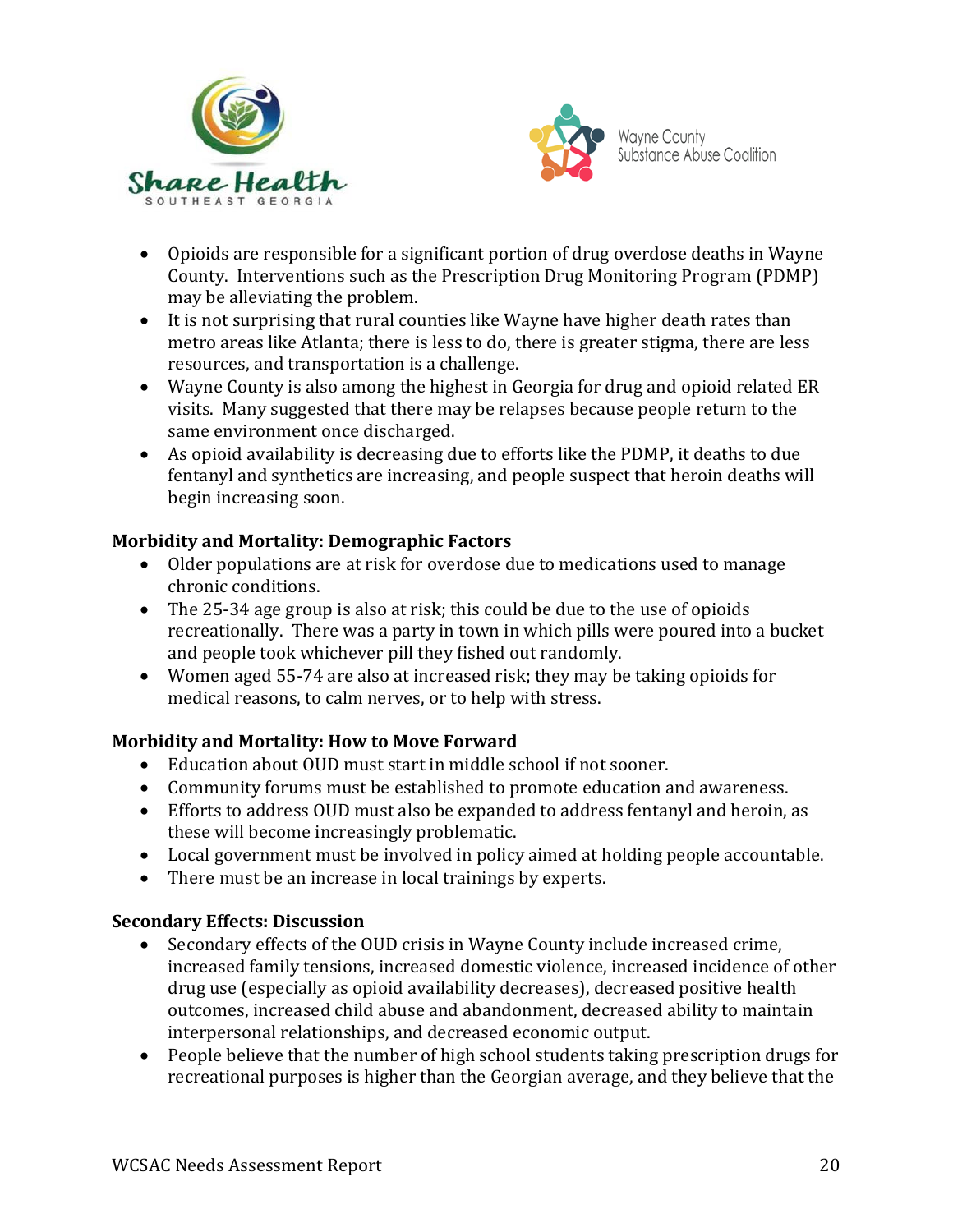- Opioids are responsible for a significant portion of drug overdose deaths in Wayne County. Interventions such as the Prescription Drug Monitoring Program (PDMP) may be alleviating the problem.
- It is not surprising that rural counties like Wayne have higher death rates than metro areas like Atlanta; there is less to do, there is greater stigma, there are less resources, and transportation is a challenge.
- Wayne County is also among the highest in Georgia for drug and opioid related ER visits. Many suggested that there may be relapses because people return to the same environment once discharged.
- As opioid availability is decreasing due to efforts like the PDMP, it deaths to due fentanyl and synthetics are increasing, and people suspect that heroin deaths will begin increasing soon.

**Morbidity and Mortality: Demographic Factors**

- Older populations are at risk for overdose due to medications used to manage chronic conditions.
- The 25-34 age group is also at risk; this could be due to the use of opioids recreationally. There was a party in town in which pills were poured into a bucket and people took whichever pill they fished out randomly.
- Women aged 55-74 are also at increased risk; they may be taking opioids for medical reasons, to calm nerves, or to help with stress.

**Morbidity and Mortality: How to Move Forward**

- Education about OUD must start in middle school if not sooner.
- Community forums must be established to promote education and awareness.
- Efforts to address OUD must also be expanded to address fentanyl and heroin, as these will become increasingly problematic.
- Local government must be involved in policy aimed at holding people accountable.
- There must be an increase in local trainings by experts.

**Secondary Effects: Discussion**

- Secondary effects of the OUD crisis in Wayne County include increased crime, increased family tensions, increased domestic violence, increased incidence of other drug use (especially as opioid availability decreases), decreased positive health outcomes, increased child abuse and abandonment, decreased ability to maintain interpersonal relationships, and decreased economic output.
- People believe that the number of high school students taking prescription drugs for recreational purposes is higher than the Georgian average, and they believe that the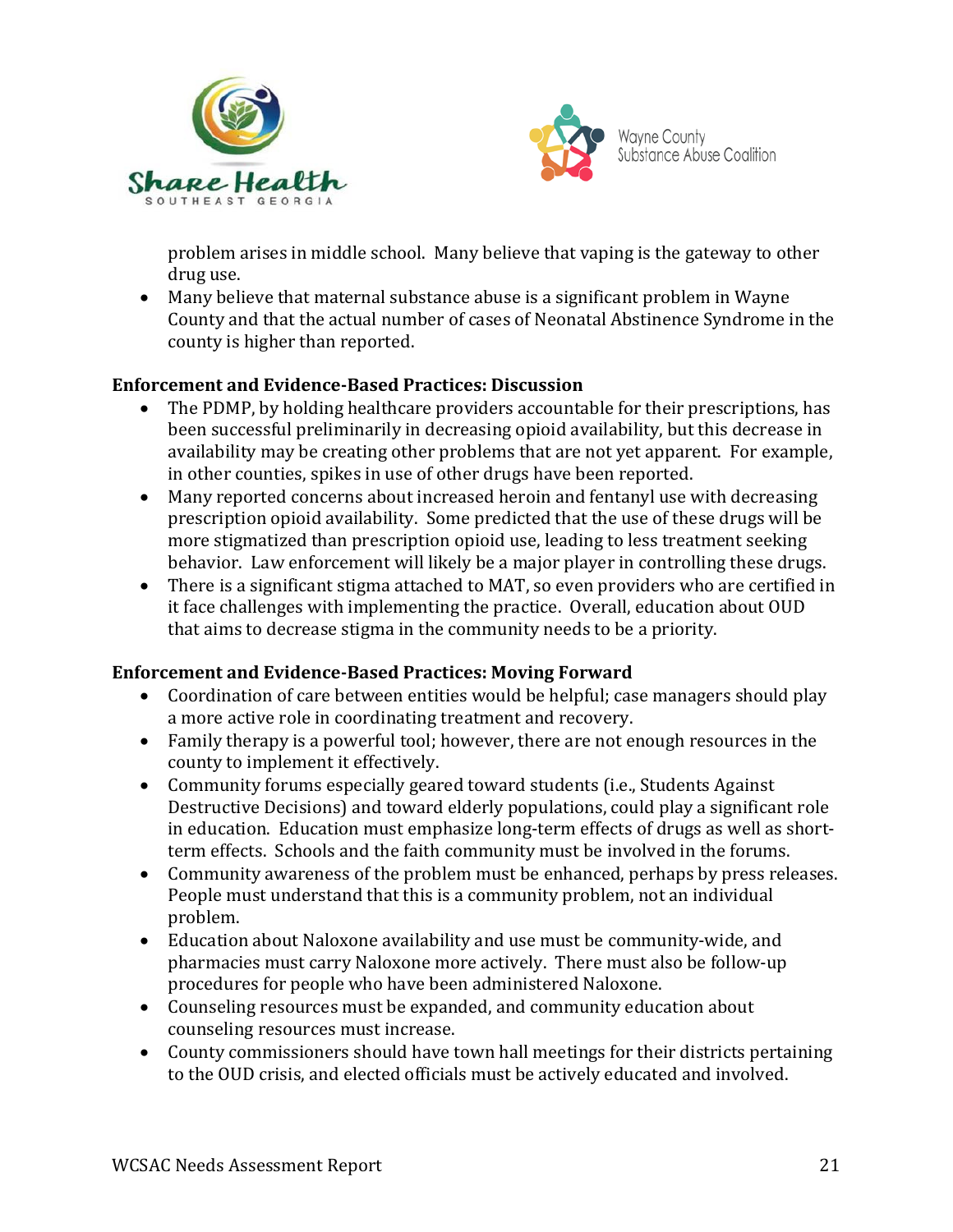problem arises in middle school. Many believe that vaping is the gateway to other drug use.

- Many believe that maternal substance abuse is a significant problem in Wayne County and that the actual number of cases of Neonatal Abstinence Syndrome in the county is higher than reported.

**Enforcement and Evidence-Based Practices: Discussion**

- The PDMP, by holding healthcare providers accountable for their prescriptions, has been successful preliminarily in decreasing opioid availability, but this decrease in availability may be creating other problems that are not yet apparent. For example, in other counties, spikes in use of other drugs have been reported.
- Many reported concerns about increased heroin and fentanyl use with decreasing prescription opioid availability. Some predicted that the use of these drugs will be more stigmatized than prescription opioid use, leading to less treatment seeking behavior. Law enforcement will likely be a major player in controlling these drugs.
- There is a significant stigma attached to MAT, so even providers who are certified in it face challenges with implementing the practice. Overall, education about OUD that aims to decrease stigma in the community needs to be a priority.

**Enforcement and Evidence-Based Practices: Moving Forward**

- Coordination of care between entities would be helpful; case managers should play a more active role in coordinating treatment and recovery.
- Family therapy is a powerful tool; however, there are not enough resources in the county to implement it effectively.
- Community forums especially geared toward students (i.e., Students Against Destructive Decisions) and toward elderly populations, could play a significant role in education. Education must emphasize long-term effects of drugs as well as short-term effects. Schools and the faith community must be involved in the forums.
- Community awareness of the problem must be enhanced, perhaps by press releases. People must understand that this is a community problem, not an individual problem.
- Education about Naloxone availability and use must be community-wide, and pharmacies must carry Naloxone more actively. There must also be follow-up procedures for people who have been administered Naloxone.
- Counseling resources must be expanded, and community education about counseling resources must increase.
- County commissioners should have town hall meetings for their districts pertaining to the OUD crisis, and elected officials must be actively educated and involved.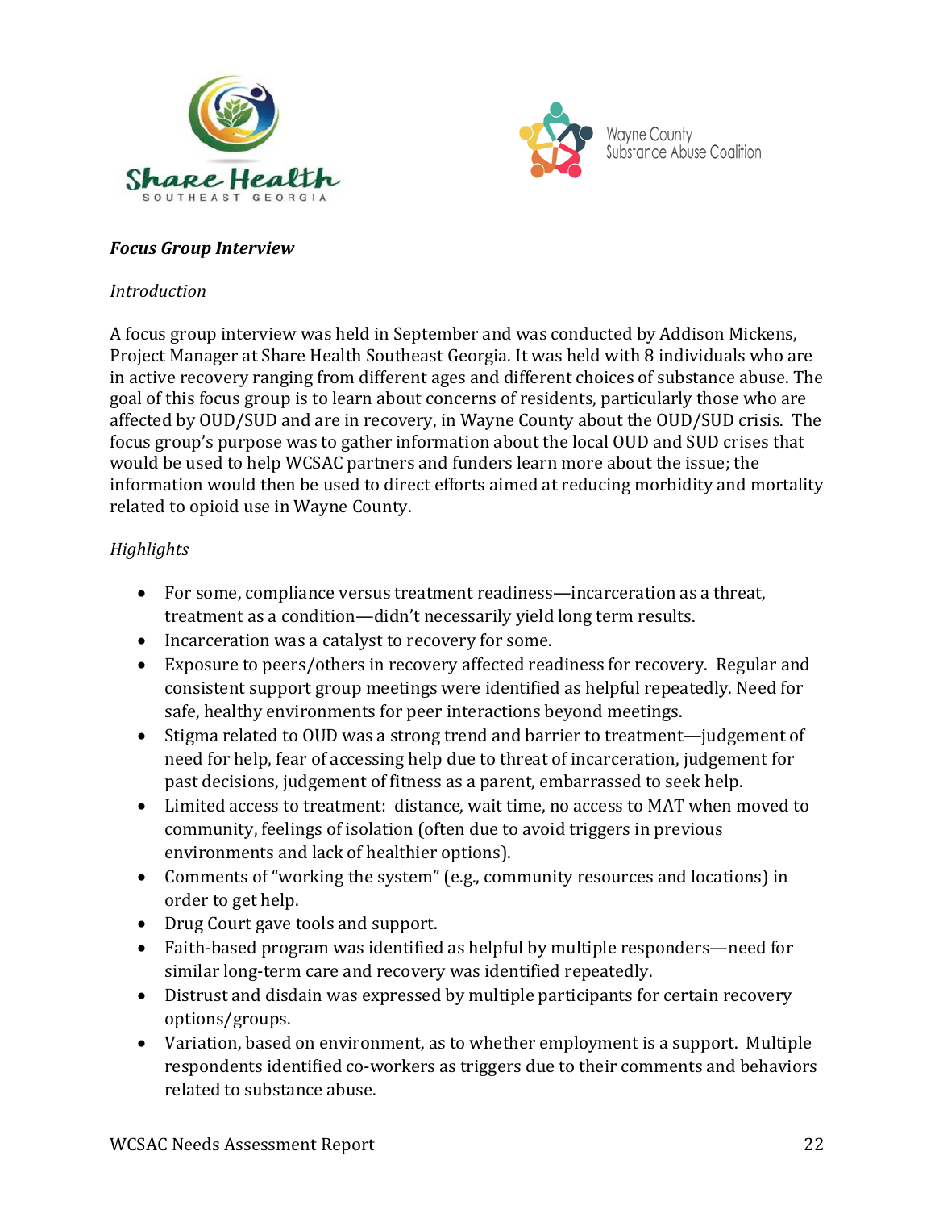***Focus Group Interview***

*Introduction*

A focus group interview was held in September and was conducted by Addison Mickens, Project Manager at Share Health Southeast Georgia. It was held with 8 individuals who are in active recovery ranging from different ages and different choices of substance abuse. The goal of this focus group is to learn about concerns of residents, particularly those who are affected by OUD/SUD and are in recovery, in Wayne County about the OUD/SUD crisis. The focus group's purpose was to gather information about the local OUD and SUD crises that would be used to help WCSAC partners and funders learn more about the issue; the information would then be used to direct efforts aimed at reducing morbidity and mortality related to opioid use in Wayne County.

*Highlights*

- For some, compliance versus treatment readiness—incarceration as a threat, treatment as a condition—didn't necessarily yield long term results.
- Incarceration was a catalyst to recovery for some.
- Exposure to peers/others in recovery affected readiness for recovery. Regular and consistent support group meetings were identified as helpful repeatedly. Need for safe, healthy environments for peer interactions beyond meetings.
- Stigma related to OUD was a strong trend and barrier to treatment—judgement of need for help, fear of accessing help due to threat of incarceration, judgement for past decisions, judgement of fitness as a parent, embarrassed to seek help.
- Limited access to treatment: distance, wait time, no access to MAT when moved to community, feelings of isolation (often due to avoid triggers in previous environments and lack of healthier options).
- Comments of "working the system" (e.g., community resources and locations) in order to get help.
- Drug Court gave tools and support.
- Faith-based program was identified as helpful by multiple responders—need for similar long-term care and recovery was identified repeatedly.
- Distrust and disdain was expressed by multiple participants for certain recovery options/groups.
- Variation, based on environment, as to whether employment is a support. Multiple respondents identified co-workers as triggers due to their comments and behaviors related to substance abuse.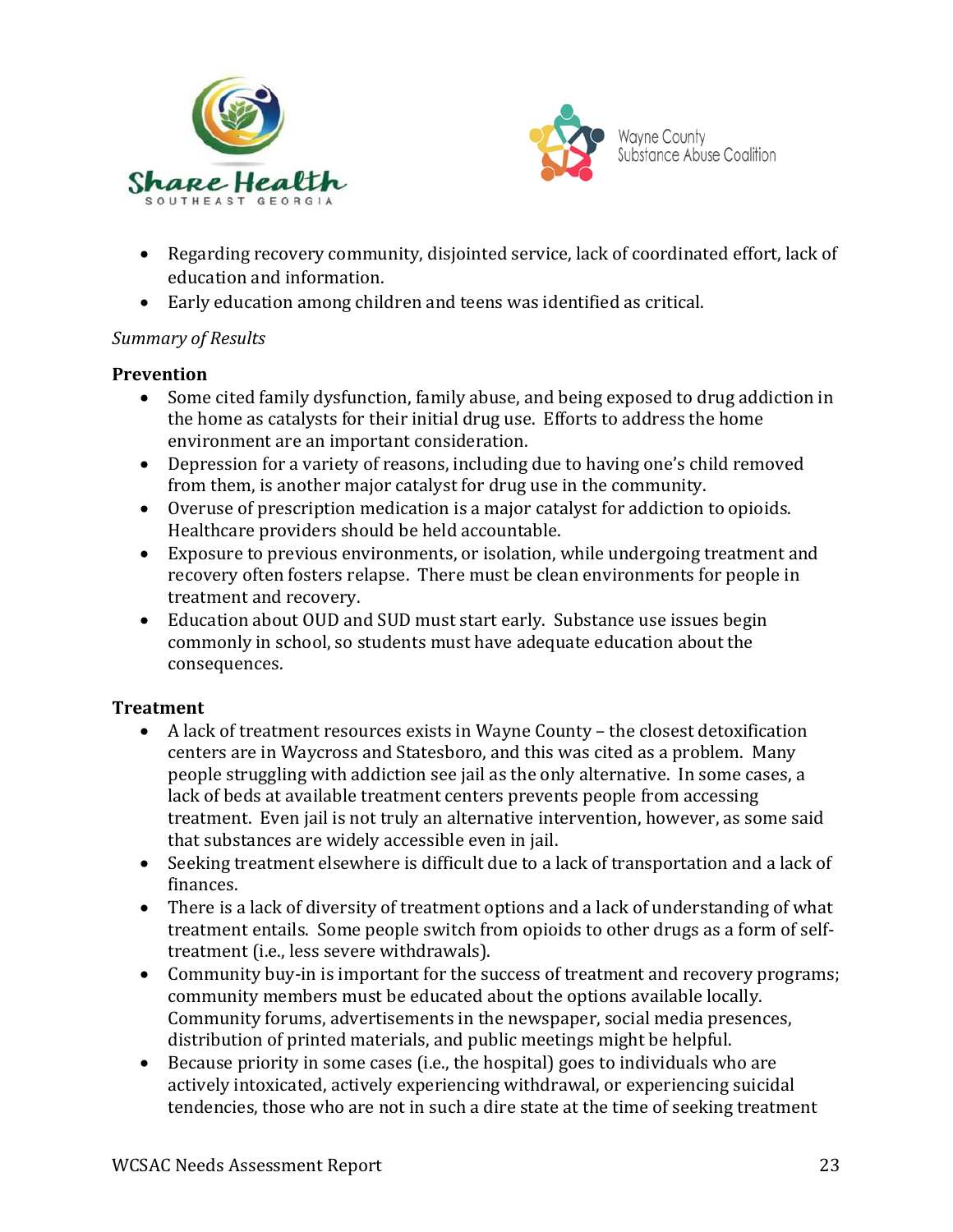- Regarding recovery community, disjointed service, lack of coordinated effort, lack of education and information.
- Early education among children and teens was identified as critical.

*Summary of Results*

**Prevention**

- Some cited family dysfunction, family abuse, and being exposed to drug addiction in the home as catalysts for their initial drug use. Efforts to address the home environment are an important consideration.
- Depression for a variety of reasons, including due to having one's child removed from them, is another major catalyst for drug use in the community.
- Overuse of prescription medication is a major catalyst for addiction to opioids. Healthcare providers should be held accountable.
- Exposure to previous environments, or isolation, while undergoing treatment and recovery often fosters relapse. There must be clean environments for people in treatment and recovery.
- Education about OUD and SUD must start early. Substance use issues begin commonly in school, so students must have adequate education about the consequences.

**Treatment**

- A lack of treatment resources exists in Wayne County – the closest detoxification centers are in Waycross and Statesboro, and this was cited as a problem. Many people struggling with addiction see jail as the only alternative. In some cases, a lack of beds at available treatment centers prevents people from accessing treatment. Even jail is not truly an alternative intervention, however, as some said that substances are widely accessible even in jail.
- Seeking treatment elsewhere is difficult due to a lack of transportation and a lack of finances.
- There is a lack of diversity of treatment options and a lack of understanding of what treatment entails. Some people switch from opioids to other drugs as a form of self-treatment (i.e., less severe withdrawals).
- Community buy-in is important for the success of treatment and recovery programs; community members must be educated about the options available locally. Community forums, advertisements in the newspaper, social media presences, distribution of printed materials, and public meetings might be helpful.
- Because priority in some cases (i.e., the hospital) goes to individuals who are actively intoxicated, actively experiencing withdrawal, or experiencing suicidal tendencies, those who are not in such a dire state at the time of seeking treatment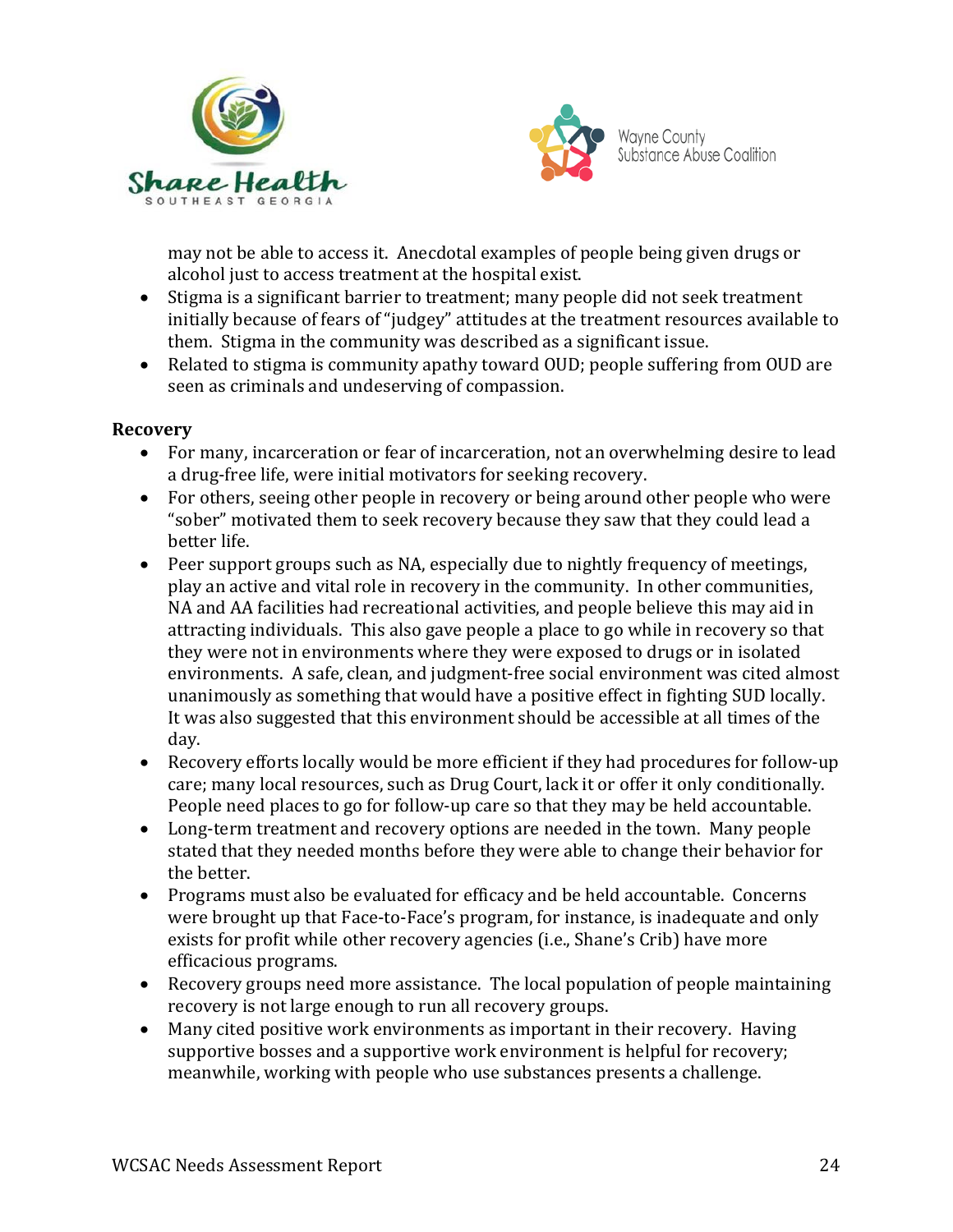may not be able to access it. Anecdotal examples of people being given drugs or alcohol just to access treatment at the hospital exist.

- Stigma is a significant barrier to treatment; many people did not seek treatment initially because of fears of "judgey" attitudes at the treatment resources available to them. Stigma in the community was described as a significant issue.
- Related to stigma is community apathy toward OUD; people suffering from OUD are seen as criminals and undeserving of compassion.

**Recovery**

- For many, incarceration or fear of incarceration, not an overwhelming desire to lead a drug-free life, were initial motivators for seeking recovery.
- For others, seeing other people in recovery or being around other people who were "sober" motivated them to seek recovery because they saw that they could lead a better life.
- Peer support groups such as NA, especially due to nightly frequency of meetings, play an active and vital role in recovery in the community. In other communities, NA and AA facilities had recreational activities, and people believe this may aid in attracting individuals. This also gave people a place to go while in recovery so that they were not in environments where they were exposed to drugs or in isolated environments. A safe, clean, and judgment-free social environment was cited almost unanimously as something that would have a positive effect in fighting SUD locally. It was also suggested that this environment should be accessible at all times of the day.
- Recovery efforts locally would be more efficient if they had procedures for follow-up care; many local resources, such as Drug Court, lack it or offer it only conditionally. People need places to go for follow-up care so that they may be held accountable.
- Long-term treatment and recovery options are needed in the town. Many people stated that they needed months before they were able to change their behavior for the better.
- Programs must also be evaluated for efficacy and be held accountable. Concerns were brought up that Face-to-Face's program, for instance, is inadequate and only exists for profit while other recovery agencies (i.e., Shane's Crib) have more efficacious programs.
- Recovery groups need more assistance. The local population of people maintaining recovery is not large enough to run all recovery groups.
- Many cited positive work environments as important in their recovery. Having supportive bosses and a supportive work environment is helpful for recovery; meanwhile, working with people who use substances presents a challenge.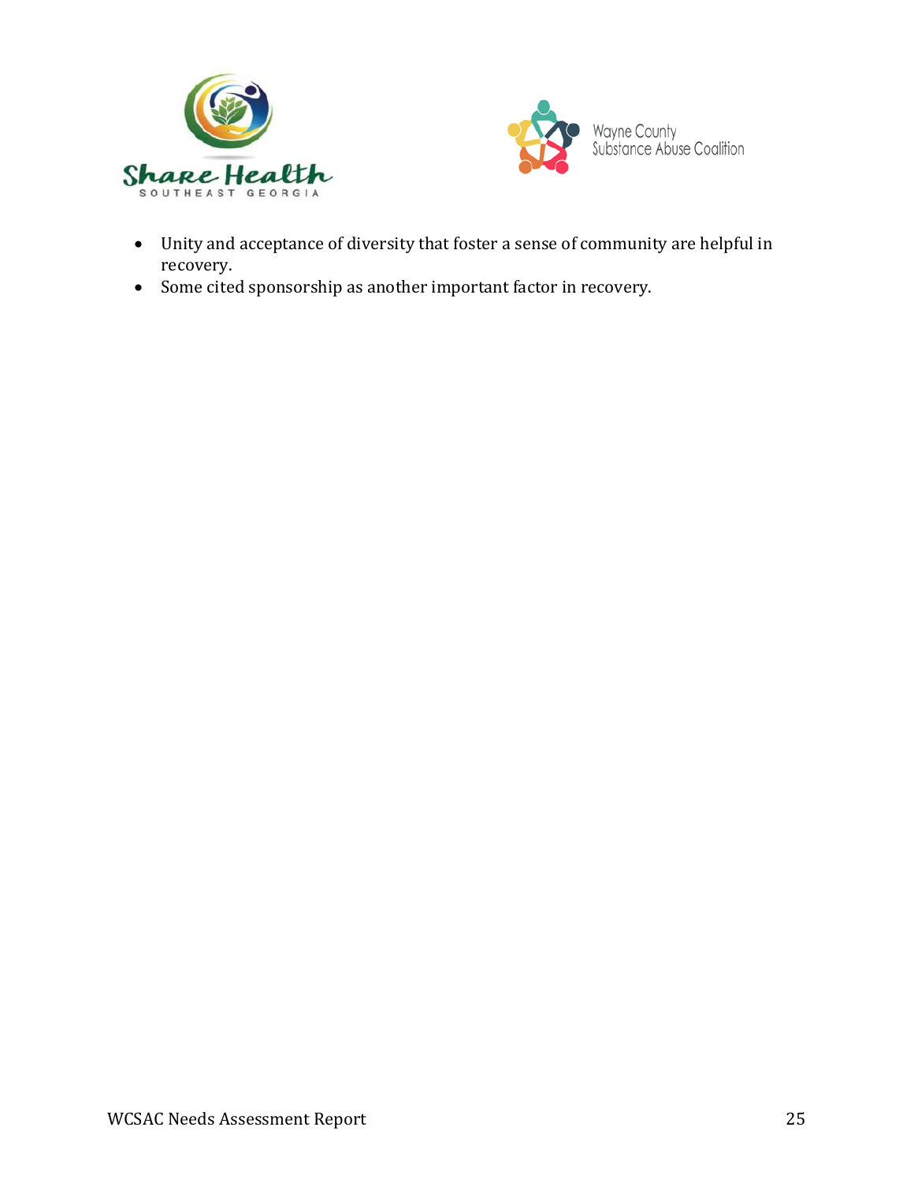- Unity and acceptance of diversity that foster a sense of community are helpful in recovery.
- Some cited sponsorship as another important factor in recovery.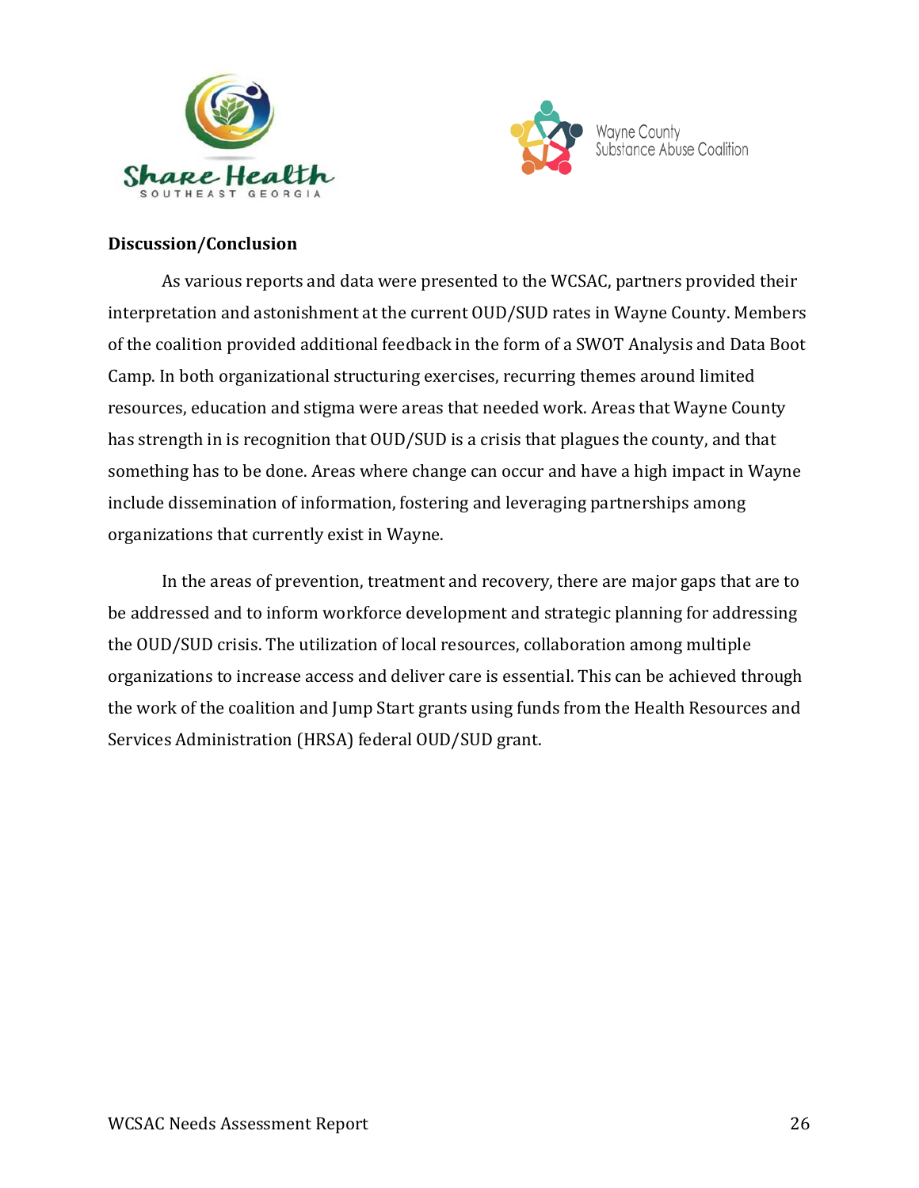**Discussion/Conclusion**

As various reports and data were presented to the WCSAC, partners provided their interpretation and astonishment at the current OUD/SUD rates in Wayne County. Members of the coalition provided additional feedback in the form of a SWOT Analysis and Data Boot Camp. In both organizational structuring exercises, recurring themes around limited resources, education and stigma were areas that needed work. Areas that Wayne County has strength in is recognition that OUD/SUD is a crisis that plagues the county, and that something has to be done. Areas where change can occur and have a high impact in Wayne include dissemination of information, fostering and leveraging partnerships among organizations that currently exist in Wayne.

In the areas of prevention, treatment and recovery, there are major gaps that are to be addressed and to inform workforce development and strategic planning for addressing the OUD/SUD crisis. The utilization of local resources, collaboration among multiple organizations to increase access and deliver care is essential. This can be achieved through the work of the coalition and Jump Start grants using funds from the Health Resources and Services Administration (HRSA) federal OUD/SUD grant.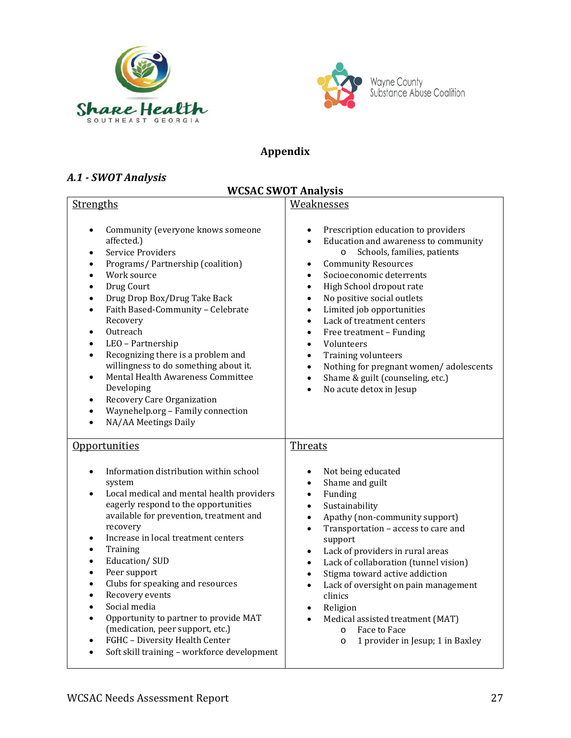# Appendix

## *A.1 - SWOT Analysis*

**WCSAC SWOT Analysis**

### Strengths

- Community (everyone knows someone affected.)
- Service Providers
- Programs/ Partnership (coalition)
- Work source
- Drug Court
- Drug Drop Box/Drug Take Back
- Faith Based-Community – Celebrate Recovery
- Outreach
- LEO – Partnership
- Recognizing there is a problem and willingness to do something about it.
- Mental Health Awareness Committee Developing
- Recovery Care Organization
- Waynehelp.org – Family connection
- NA/AA Meetings Daily

### Weaknesses

- Prescription education to providers
- Education and awareness to community
  - Schools, families, patients
- Community Resources
- Socioeconomic deterrents
- High School dropout rate
- No positive social outlets
- Limited job opportunities
- Lack of treatment centers
- Free treatment – Funding
- Volunteers
- Training volunteers
- Nothing for pregnant women/ adolescents
- Shame & guilt (counseling, etc.)
- No acute detox in Jesup

### Opportunities

- Information distribution within school system
- Local medical and mental health providers eagerly respond to the opportunities available for prevention, treatment and recovery
- Increase in local treatment centers
- Training
- Education/ SUD
- Peer support
- Clubs for speaking and resources
- Recovery events
- Social media
- Opportunity to partner to provide MAT (medication, peer support, etc.)
- FGHC – Diversity Health Center
- Soft skill training – workforce development

### Threats

- Not being educated
- Shame and guilt
- Funding
- Sustainability
- Apathy (non-community support)
- Transportation – access to care and support
- Lack of providers in rural areas
- Lack of collaboration (tunnel vision)
- Stigma toward active addiction
- Lack of oversight on pain management clinics
- Religion
- Medical assisted treatment (MAT)
  - Face to Face
  - 1 provider in Jesup; 1 in Baxley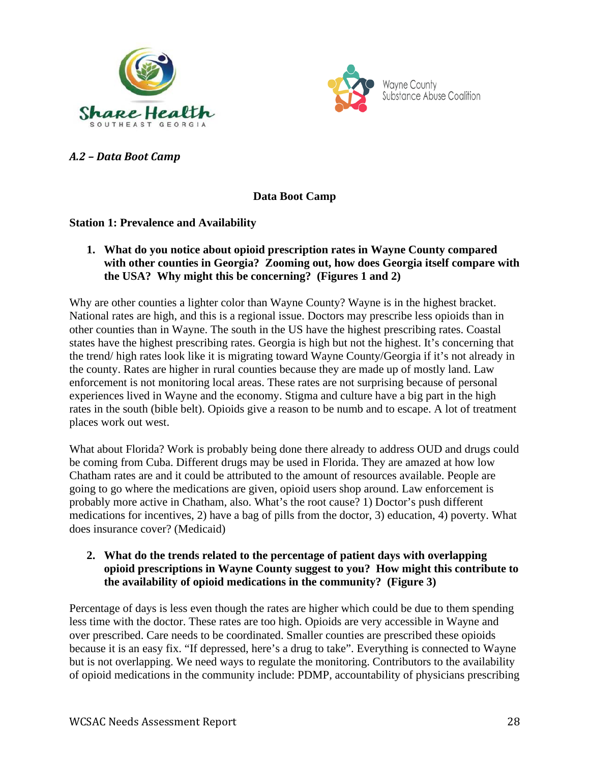*A.2 – Data Boot Camp*

**Data Boot Camp**

**Station 1: Prevalence and Availability**

1. **What do you notice about opioid prescription rates in Wayne County compared with other counties in Georgia? Zooming out, how does Georgia itself compare with the USA? Why might this be concerning? (Figures 1 and 2)**

Why are other counties a lighter color than Wayne County? Wayne is in the highest bracket. National rates are high, and this is a regional issue. Doctors may prescribe less opioids than in other counties than in Wayne. The south in the US have the highest prescribing rates. Coastal states have the highest prescribing rates. Georgia is high but not the highest. It's concerning that the trend/ high rates look like it is migrating toward Wayne County/Georgia if it's not already in the county. Rates are higher in rural counties because they are made up of mostly land. Law enforcement is not monitoring local areas. These rates are not surprising because of personal experiences lived in Wayne and the economy. Stigma and culture have a big part in the high rates in the south (bible belt). Opioids give a reason to be numb and to escape. A lot of treatment places work out west.

What about Florida? Work is probably being done there already to address OUD and drugs could be coming from Cuba. Different drugs may be used in Florida. They are amazed at how low Chatham rates are and it could be attributed to the amount of resources available. People are going to go where the medications are given, opioid users shop around. Law enforcement is probably more active in Chatham, also. What's the root cause? 1) Doctor's push different medications for incentives, 2) have a bag of pills from the doctor, 3) education, 4) poverty. What does insurance cover? (Medicaid)

2. **What do the trends related to the percentage of patient days with overlapping opioid prescriptions in Wayne County suggest to you? How might this contribute to the availability of opioid medications in the community? (Figure 3)**

Percentage of days is less even though the rates are higher which could be due to them spending less time with the doctor. These rates are too high. Opioids are very accessible in Wayne and over prescribed. Care needs to be coordinated. Smaller counties are prescribed these opioids because it is an easy fix. "If depressed, here's a drug to take". Everything is connected to Wayne but is not overlapping. We need ways to regulate the monitoring. Contributors to the availability of opioid medications in the community include: PDMP, accountability of physicians prescribing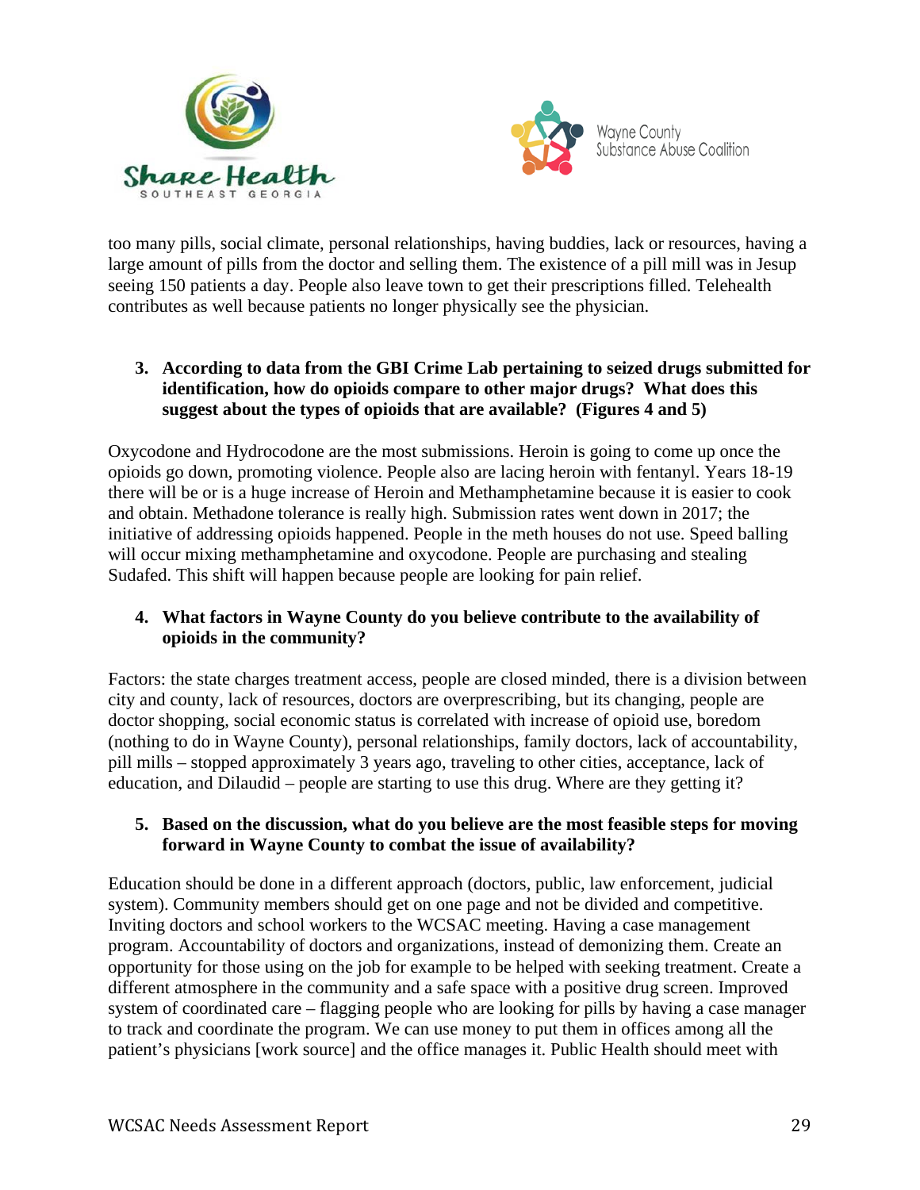too many pills, social climate, personal relationships, having buddies, lack or resources, having a large amount of pills from the doctor and selling them. The existence of a pill mill was in Jesup seeing 150 patients a day. People also leave town to get their prescriptions filled. Telehealth contributes as well because patients no longer physically see the physician.

3. **According to data from the GBI Crime Lab pertaining to seized drugs submitted for identification, how do opioids compare to other major drugs? What does this suggest about the types of opioids that are available? (Figures 4 and 5)**

Oxycodone and Hydrocodone are the most submissions. Heroin is going to come up once the opioids go down, promoting violence. People also are lacing heroin with fentanyl. Years 18-19 there will be or is a huge increase of Heroin and Methamphetamine because it is easier to cook and obtain. Methadone tolerance is really high. Submission rates went down in 2017; the initiative of addressing opioids happened. People in the meth houses do not use. Speed balling will occur mixing methamphetamine and oxycodone. People are purchasing and stealing Sudafed. This shift will happen because people are looking for pain relief.

4. **What factors in Wayne County do you believe contribute to the availability of opioids in the community?**

Factors: the state charges treatment access, people are closed minded, there is a division between city and county, lack of resources, doctors are overprescribing, but its changing, people are doctor shopping, social economic status is correlated with increase of opioid use, boredom (nothing to do in Wayne County), personal relationships, family doctors, lack of accountability, pill mills – stopped approximately 3 years ago, traveling to other cities, acceptance, lack of education, and Dilaudid – people are starting to use this drug. Where are they getting it?

5. **Based on the discussion, what do you believe are the most feasible steps for moving forward in Wayne County to combat the issue of availability?**

Education should be done in a different approach (doctors, public, law enforcement, judicial system). Community members should get on one page and not be divided and competitive. Inviting doctors and school workers to the WCSAC meeting. Having a case management program. Accountability of doctors and organizations, instead of demonizing them. Create an opportunity for those using on the job for example to be helped with seeking treatment. Create a different atmosphere in the community and a safe space with a positive drug screen. Improved system of coordinated care – flagging people who are looking for pills by having a case manager to track and coordinate the program. We can use money to put them in offices among all the patient's physicians [work source] and the office manages it. Public Health should meet with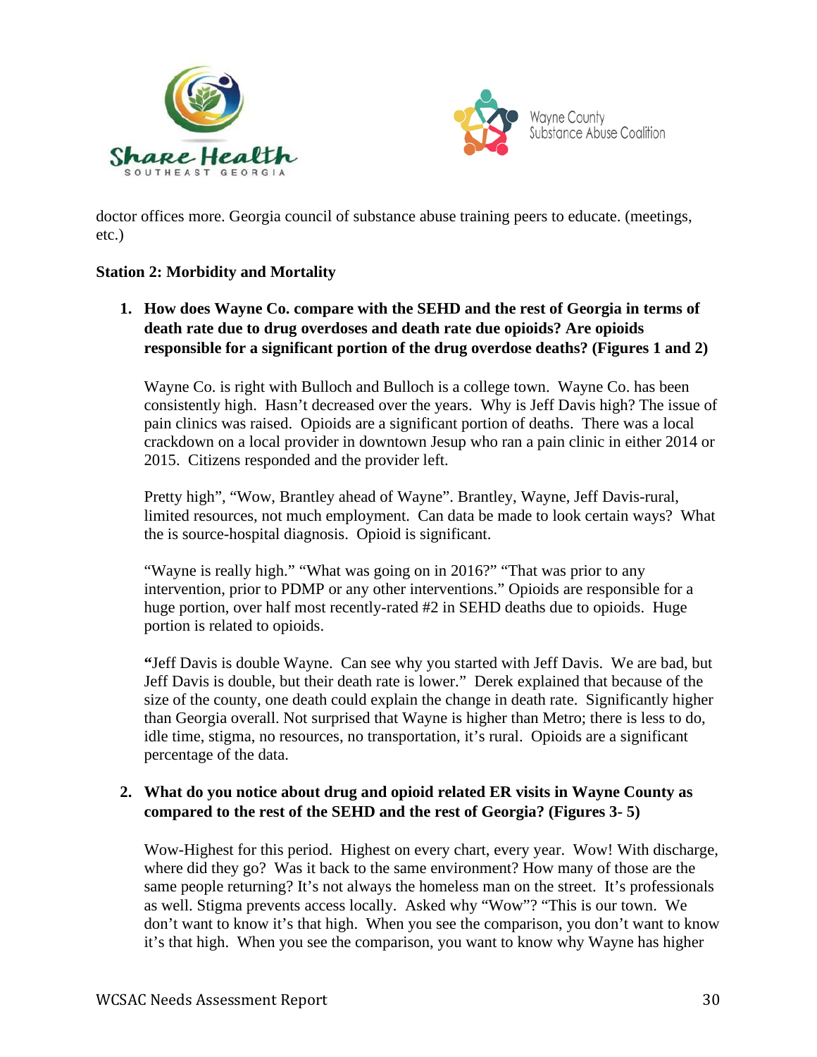doctor offices more. Georgia council of substance abuse training peers to educate. (meetings, etc.)

**Station 2: Morbidity and Mortality**

1. **How does Wayne Co. compare with the SEHD and the rest of Georgia in terms of death rate due to drug overdoses and death rate due opioids? Are opioids responsible for a significant portion of the drug overdose deaths? (Figures 1 and 2)**

   Wayne Co. is right with Bulloch and Bulloch is a college town. Wayne Co. has been consistently high. Hasn't decreased over the years. Why is Jeff Davis high? The issue of pain clinics was raised. Opioids are a significant portion of deaths. There was a local crackdown on a local provider in downtown Jesup who ran a pain clinic in either 2014 or 2015. Citizens responded and the provider left.

   Pretty high", "Wow, Brantley ahead of Wayne". Brantley, Wayne, Jeff Davis-rural, limited resources, not much employment. Can data be made to look certain ways? What the is source-hospital diagnosis. Opioid is significant.

   "Wayne is really high." "What was going on in 2016?" "That was prior to any intervention, prior to PDMP or any other interventions." Opioids are responsible for a huge portion, over half most recently-rated #2 in SEHD deaths due to opioids. Huge portion is related to opioids.

   **"**Jeff Davis is double Wayne. Can see why you started with Jeff Davis. We are bad, but Jeff Davis is double, but their death rate is lower." Derek explained that because of the size of the county, one death could explain the change in death rate. Significantly higher than Georgia overall. Not surprised that Wayne is higher than Metro; there is less to do, idle time, stigma, no resources, no transportation, it's rural. Opioids are a significant percentage of the data.

2. **What do you notice about drug and opioid related ER visits in Wayne County as compared to the rest of the SEHD and the rest of Georgia? (Figures 3- 5)**

   Wow-Highest for this period. Highest on every chart, every year. Wow! With discharge, where did they go? Was it back to the same environment? How many of those are the same people returning? It's not always the homeless man on the street. It's professionals as well. Stigma prevents access locally. Asked why "Wow"? "This is our town. We don't want to know it's that high. When you see the comparison, you don't want to know it's that high. When you see the comparison, you want to know why Wayne has higher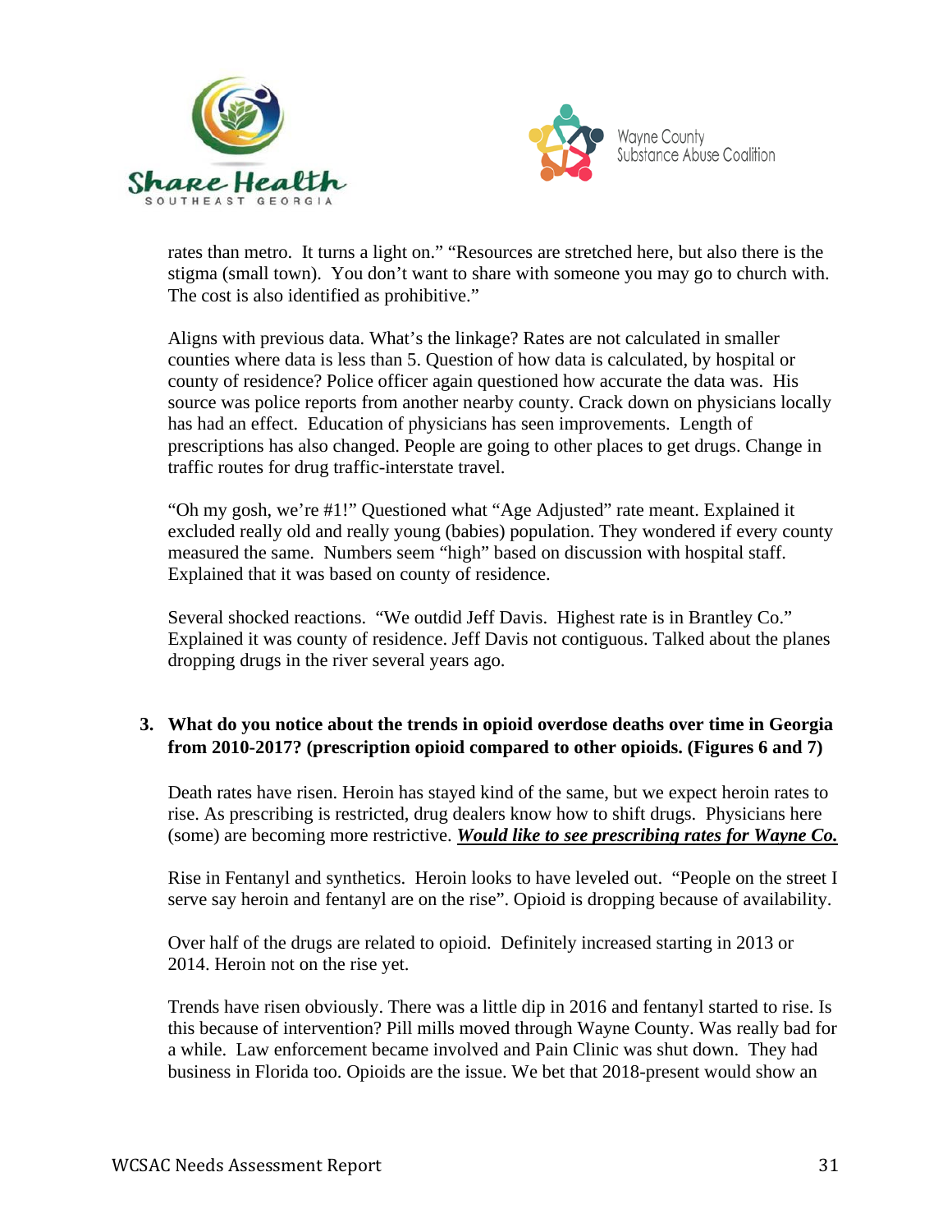rates than metro. It turns a light on." "Resources are stretched here, but also there is the stigma (small town). You don't want to share with someone you may go to church with. The cost is also identified as prohibitive."

Aligns with previous data. What's the linkage? Rates are not calculated in smaller counties where data is less than 5. Question of how data is calculated, by hospital or county of residence? Police officer again questioned how accurate the data was. His source was police reports from another nearby county. Crack down on physicians locally has had an effect. Education of physicians has seen improvements. Length of prescriptions has also changed. People are going to other places to get drugs. Change in traffic routes for drug traffic-interstate travel.

"Oh my gosh, we're #1!" Questioned what "Age Adjusted" rate meant. Explained it excluded really old and really young (babies) population. They wondered if every county measured the same. Numbers seem "high" based on discussion with hospital staff. Explained that it was based on county of residence.

Several shocked reactions. "We outdid Jeff Davis. Highest rate is in Brantley Co." Explained it was county of residence. Jeff Davis not contiguous. Talked about the planes dropping drugs in the river several years ago.

**3. What do you notice about the trends in opioid overdose deaths over time in Georgia from 2010-2017? (prescription opioid compared to other opioids. (Figures 6 and 7)**

Death rates have risen. Heroin has stayed kind of the same, but we expect heroin rates to rise. As prescribing is restricted, drug dealers know how to shift drugs. Physicians here (some) are becoming more restrictive. ***Would like to see prescribing rates for Wayne Co.***

Rise in Fentanyl and synthetics. Heroin looks to have leveled out. "People on the street I serve say heroin and fentanyl are on the rise". Opioid is dropping because of availability.

Over half of the drugs are related to opioid. Definitely increased starting in 2013 or 2014. Heroin not on the rise yet.

Trends have risen obviously. There was a little dip in 2016 and fentanyl started to rise. Is this because of intervention? Pill mills moved through Wayne County. Was really bad for a while. Law enforcement became involved and Pain Clinic was shut down. They had business in Florida too. Opioids are the issue. We bet that 2018-present would show an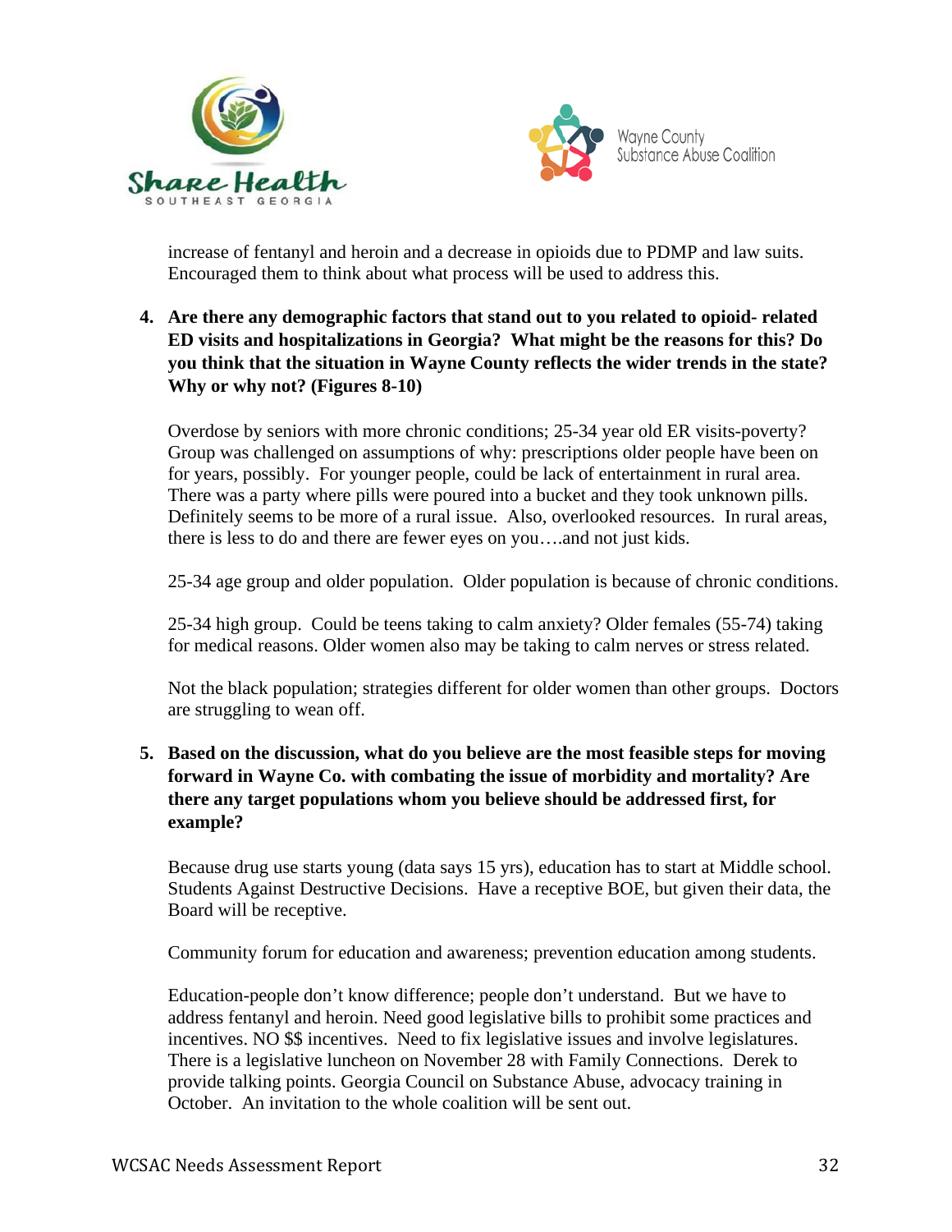increase of fentanyl and heroin and a decrease in opioids due to PDMP and law suits. Encouraged them to think about what process will be used to address this.

4. **Are there any demographic factors that stand out to you related to opioid- related ED visits and hospitalizations in Georgia? What might be the reasons for this? Do you think that the situation in Wayne County reflects the wider trends in the state? Why or why not? (Figures 8-10)**

   Overdose by seniors with more chronic conditions; 25-34 year old ER visits-poverty? Group was challenged on assumptions of why: prescriptions older people have been on for years, possibly. For younger people, could be lack of entertainment in rural area. There was a party where pills were poured into a bucket and they took unknown pills. Definitely seems to be more of a rural issue. Also, overlooked resources. In rural areas, there is less to do and there are fewer eyes on you….and not just kids.

   25-34 age group and older population. Older population is because of chronic conditions.

   25-34 high group. Could be teens taking to calm anxiety? Older females (55-74) taking for medical reasons. Older women also may be taking to calm nerves or stress related.

   Not the black population; strategies different for older women than other groups. Doctors are struggling to wean off.

5. **Based on the discussion, what do you believe are the most feasible steps for moving forward in Wayne Co. with combating the issue of morbidity and mortality? Are there any target populations whom you believe should be addressed first, for example?**

   Because drug use starts young (data says 15 yrs), education has to start at Middle school. Students Against Destructive Decisions. Have a receptive BOE, but given their data, the Board will be receptive.

   Community forum for education and awareness; prevention education among students.

   Education-people don't know difference; people don't understand. But we have to address fentanyl and heroin. Need good legislative bills to prohibit some practices and incentives. NO $$ incentives. Need to fix legislative issues and involve legislatures. There is a legislative luncheon on November 28 with Family Connections. Derek to provide talking points. Georgia Council on Substance Abuse, advocacy training in October. An invitation to the whole coalition will be sent out.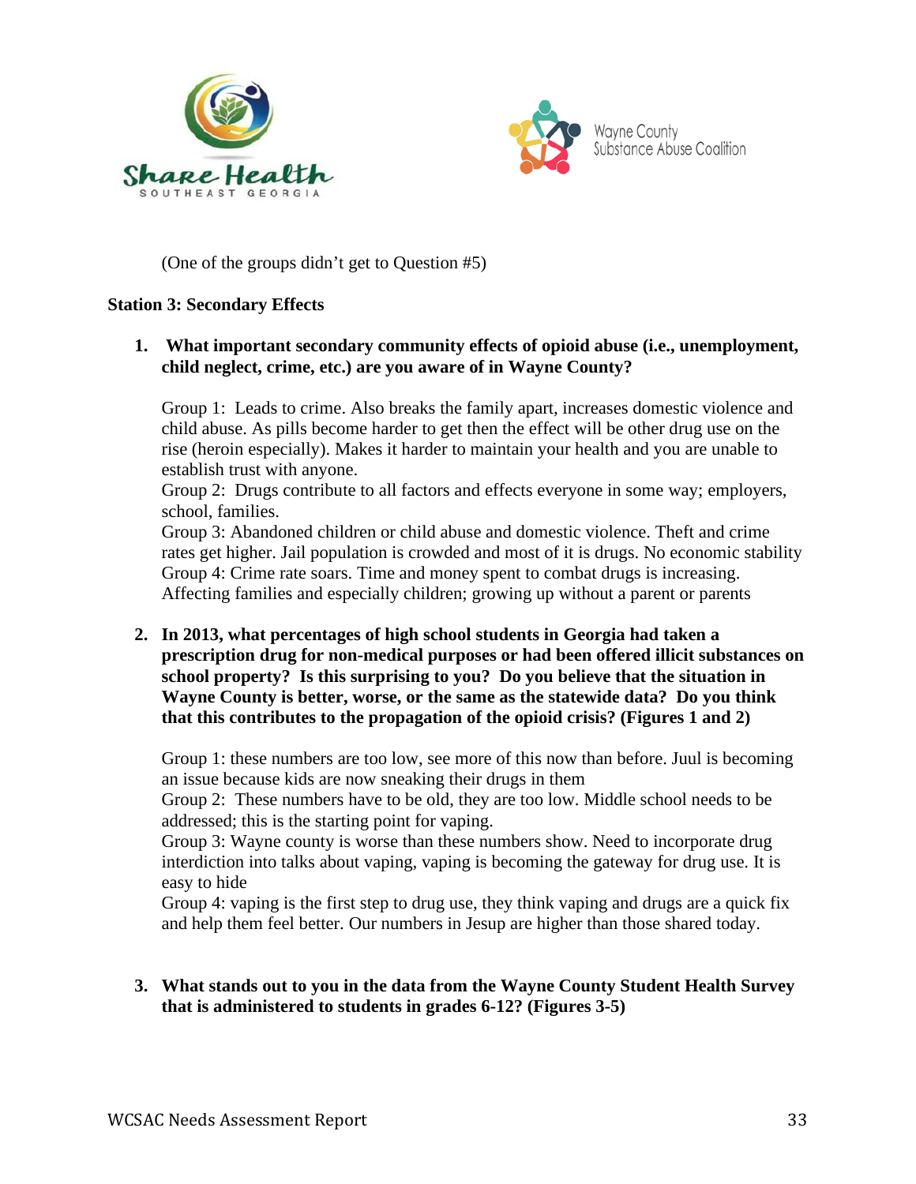(One of the groups didn't get to Question #5)

**Station 3: Secondary Effects**

1. **What important secondary community effects of opioid abuse (i.e., unemployment, child neglect, crime, etc.) are you aware of in Wayne County?**

   Group 1: Leads to crime. Also breaks the family apart, increases domestic violence and child abuse. As pills become harder to get then the effect will be other drug use on the rise (heroin especially). Makes it harder to maintain your health and you are unable to establish trust with anyone.
   Group 2: Drugs contribute to all factors and effects everyone in some way; employers, school, families.
   Group 3: Abandoned children or child abuse and domestic violence. Theft and crime rates get higher. Jail population is crowded and most of it is drugs. No economic stability
   Group 4: Crime rate soars. Time and money spent to combat drugs is increasing. Affecting families and especially children; growing up without a parent or parents

2. **In 2013, what percentages of high school students in Georgia had taken a prescription drug for non-medical purposes or had been offered illicit substances on school property? Is this surprising to you? Do you believe that the situation in Wayne County is better, worse, or the same as the statewide data? Do you think that this contributes to the propagation of the opioid crisis? (Figures 1 and 2)**

   Group 1: these numbers are too low, see more of this now than before. Juul is becoming an issue because kids are now sneaking their drugs in them
   Group 2: These numbers have to be old, they are too low. Middle school needs to be addressed; this is the starting point for vaping.
   Group 3: Wayne county is worse than these numbers show. Need to incorporate drug interdiction into talks about vaping, vaping is becoming the gateway for drug use. It is easy to hide
   Group 4: vaping is the first step to drug use, they think vaping and drugs are a quick fix and help them feel better. Our numbers in Jesup are higher than those shared today.

3. **What stands out to you in the data from the Wayne County Student Health Survey that is administered to students in grades 6-12? (Figures 3-5)**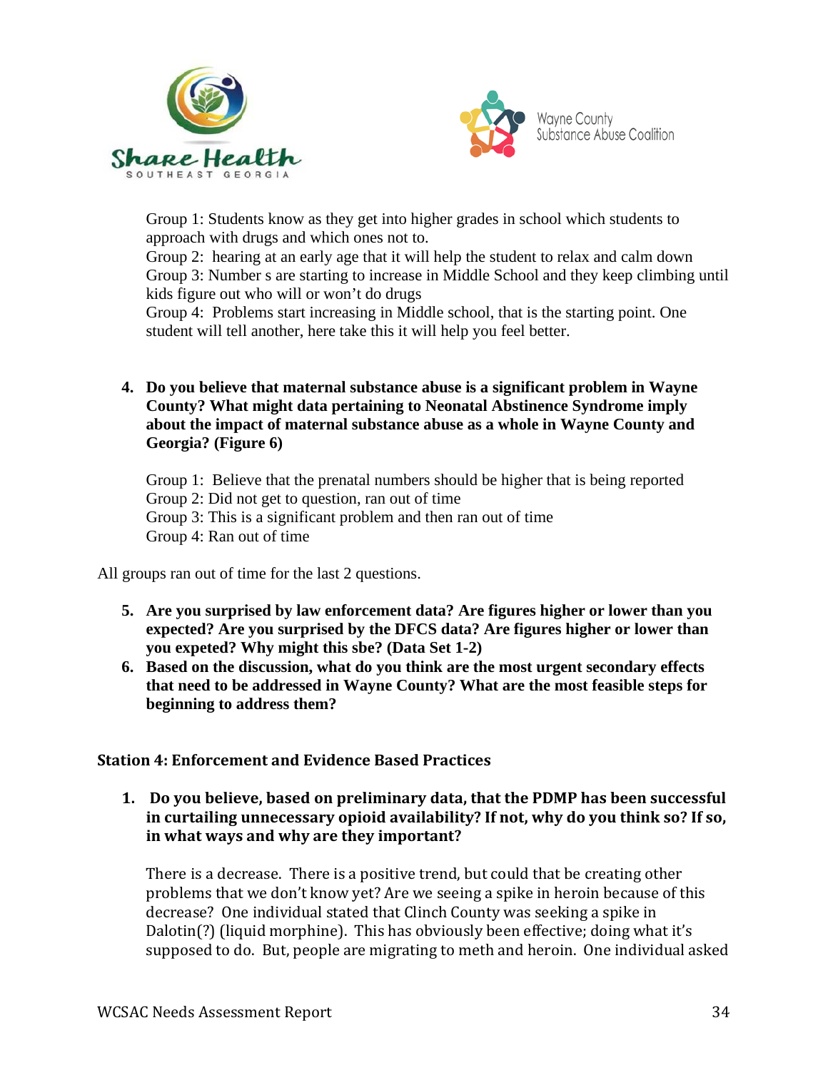Group 1: Students know as they get into higher grades in school which students to approach with drugs and which ones not to.
Group 2: hearing at an early age that it will help the student to relax and calm down
Group 3: Number s are starting to increase in Middle School and they keep climbing until kids figure out who will or won't do drugs
Group 4: Problems start increasing in Middle school, that is the starting point. One student will tell another, here take this it will help you feel better.

4. **Do you believe that maternal substance abuse is a significant problem in Wayne County? What might data pertaining to Neonatal Abstinence Syndrome imply about the impact of maternal substance abuse as a whole in Wayne County and Georgia? (Figure 6)**

   Group 1: Believe that the prenatal numbers should be higher that is being reported
   Group 2: Did not get to question, ran out of time
   Group 3: This is a significant problem and then ran out of time
   Group 4: Ran out of time

All groups ran out of time for the last 2 questions.

5. **Are you surprised by law enforcement data? Are figures higher or lower than you expected? Are you surprised by the DFCS data? Are figures higher or lower than you expeted? Why might this sbe? (Data Set 1-2)**
6. **Based on the discussion, what do you think are the most urgent secondary effects that need to be addressed in Wayne County? What are the most feasible steps for beginning to address them?**

### Station 4: Enforcement and Evidence Based Practices

1. **Do you believe, based on preliminary data, that the PDMP has been successful in curtailing unnecessary opioid availability? If not, why do you think so? If so, in what ways and why are they important?**

   There is a decrease. There is a positive trend, but could that be creating other problems that we don't know yet? Are we seeing a spike in heroin because of this decrease? One individual stated that Clinch County was seeking a spike in Dalotin(?) (liquid morphine). This has obviously been effective; doing what it's supposed to do. But, people are migrating to meth and heroin. One individual asked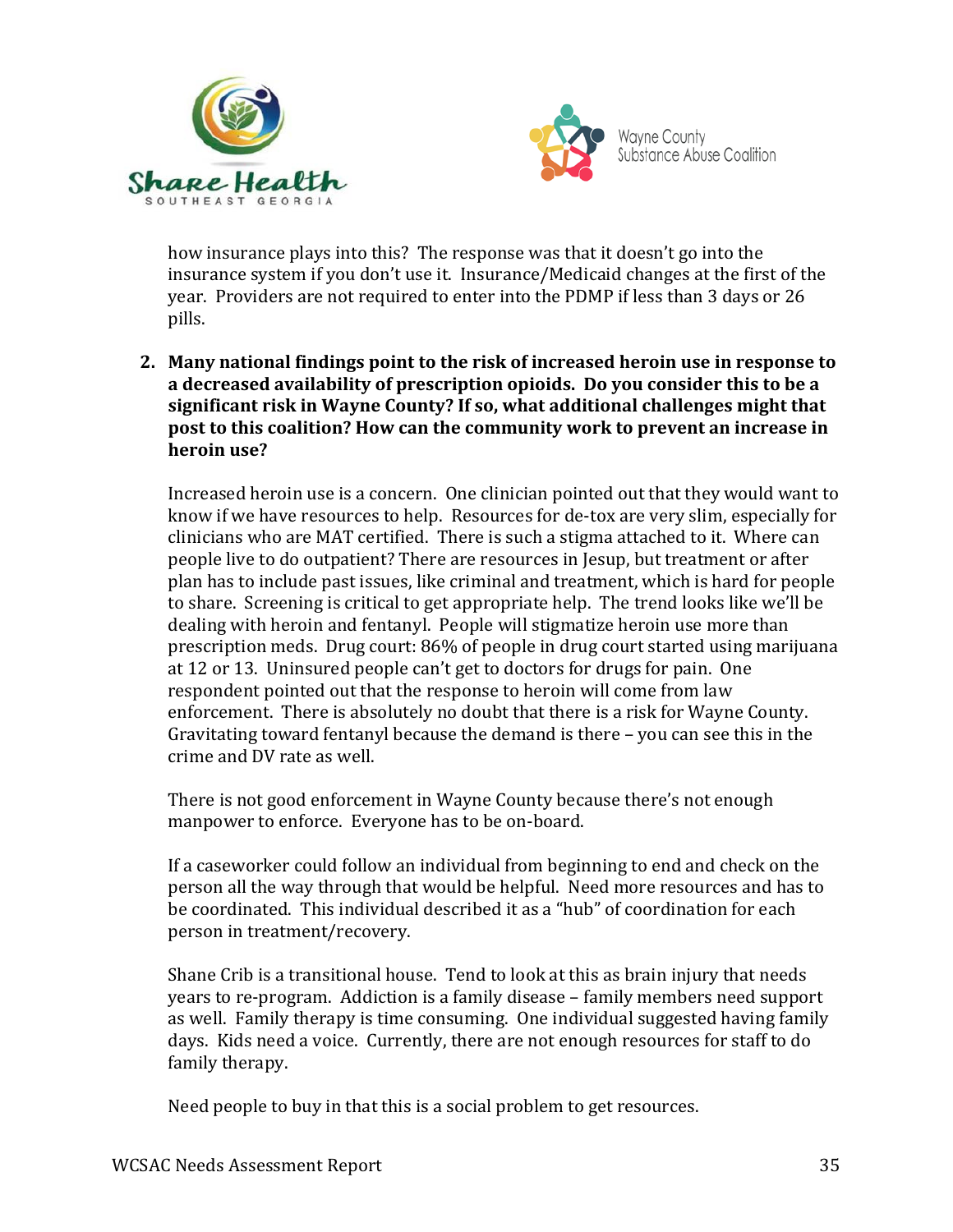how insurance plays into this? The response was that it doesn't go into the insurance system if you don't use it. Insurance/Medicaid changes at the first of the year. Providers are not required to enter into the PDMP if less than 3 days or 26 pills.

2. **Many national findings point to the risk of increased heroin use in response to a decreased availability of prescription opioids. Do you consider this to be a significant risk in Wayne County? If so, what additional challenges might that post to this coalition? How can the community work to prevent an increase in heroin use?**

   Increased heroin use is a concern. One clinician pointed out that they would want to know if we have resources to help. Resources for de-tox are very slim, especially for clinicians who are MAT certified. There is such a stigma attached to it. Where can people live to do outpatient? There are resources in Jesup, but treatment or after plan has to include past issues, like criminal and treatment, which is hard for people to share. Screening is critical to get appropriate help. The trend looks like we'll be dealing with heroin and fentanyl. People will stigmatize heroin use more than prescription meds. Drug court: 86% of people in drug court started using marijuana at 12 or 13. Uninsured people can't get to doctors for drugs for pain. One respondent pointed out that the response to heroin will come from law enforcement. There is absolutely no doubt that there is a risk for Wayne County. Gravitating toward fentanyl because the demand is there – you can see this in the crime and DV rate as well.

   There is not good enforcement in Wayne County because there's not enough manpower to enforce. Everyone has to be on-board.

   If a caseworker could follow an individual from beginning to end and check on the person all the way through that would be helpful. Need more resources and has to be coordinated. This individual described it as a "hub" of coordination for each person in treatment/recovery.

   Shane Crib is a transitional house. Tend to look at this as brain injury that needs years to re-program. Addiction is a family disease – family members need support as well. Family therapy is time consuming. One individual suggested having family days. Kids need a voice. Currently, there are not enough resources for staff to do family therapy.

   Need people to buy in that this is a social problem to get resources.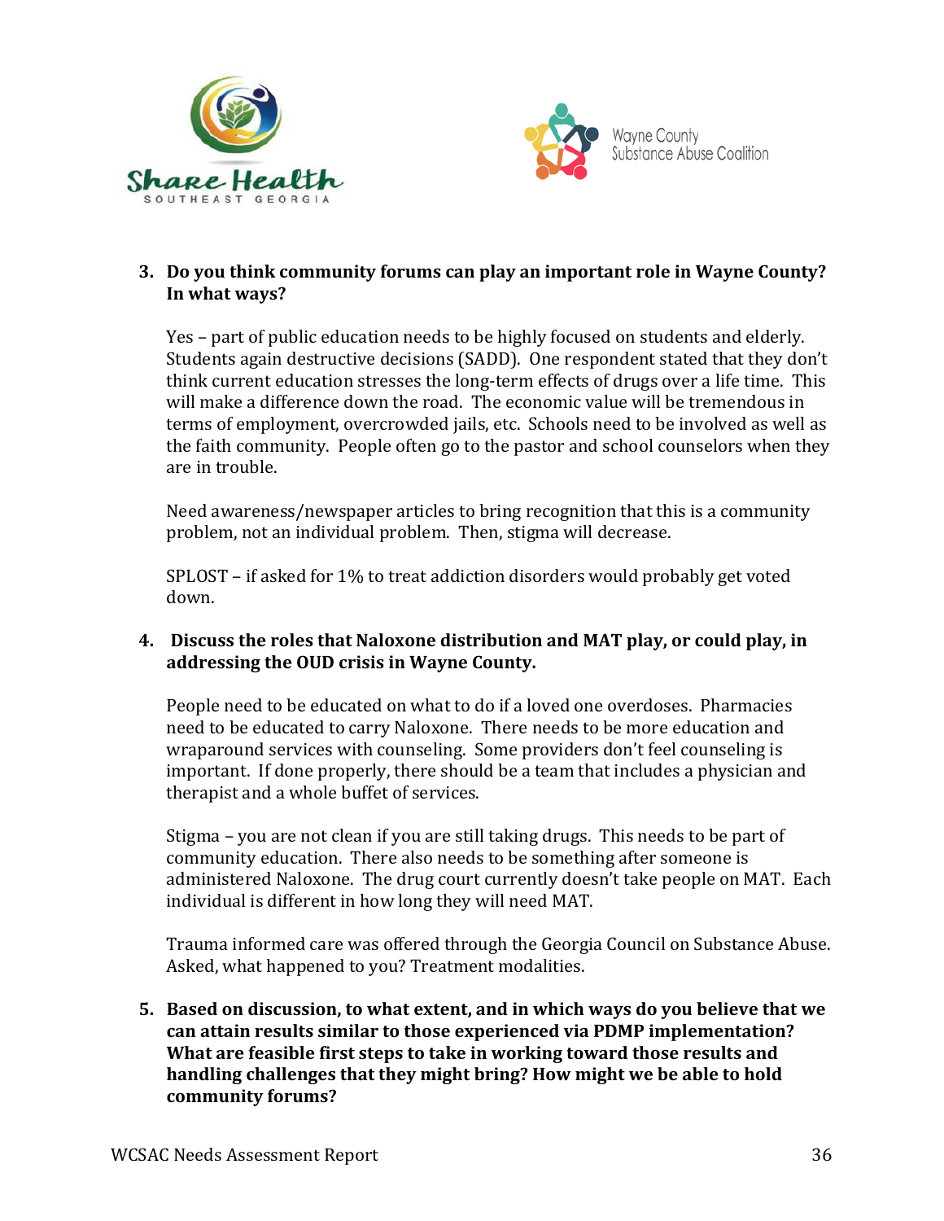3. **Do you think community forums can play an important role in Wayne County? In what ways?**

   Yes – part of public education needs to be highly focused on students and elderly. Students again destructive decisions (SADD). One respondent stated that they don't think current education stresses the long-term effects of drugs over a life time. This will make a difference down the road. The economic value will be tremendous in terms of employment, overcrowded jails, etc. Schools need to be involved as well as the faith community. People often go to the pastor and school counselors when they are in trouble.

   Need awareness/newspaper articles to bring recognition that this is a community problem, not an individual problem. Then, stigma will decrease.

   SPLOST – if asked for 1% to treat addiction disorders would probably get voted down.

4. **Discuss the roles that Naloxone distribution and MAT play, or could play, in addressing the OUD crisis in Wayne County.**

   People need to be educated on what to do if a loved one overdoses. Pharmacies need to be educated to carry Naloxone. There needs to be more education and wraparound services with counseling. Some providers don't feel counseling is important. If done properly, there should be a team that includes a physician and therapist and a whole buffet of services.

   Stigma – you are not clean if you are still taking drugs. This needs to be part of community education. There also needs to be something after someone is administered Naloxone. The drug court currently doesn't take people on MAT. Each individual is different in how long they will need MAT.

   Trauma informed care was offered through the Georgia Council on Substance Abuse. Asked, what happened to you? Treatment modalities.

5. **Based on discussion, to what extent, and in which ways do you believe that we can attain results similar to those experienced via PDMP implementation? What are feasible first steps to take in working toward those results and handling challenges that they might bring? How might we be able to hold community forums?**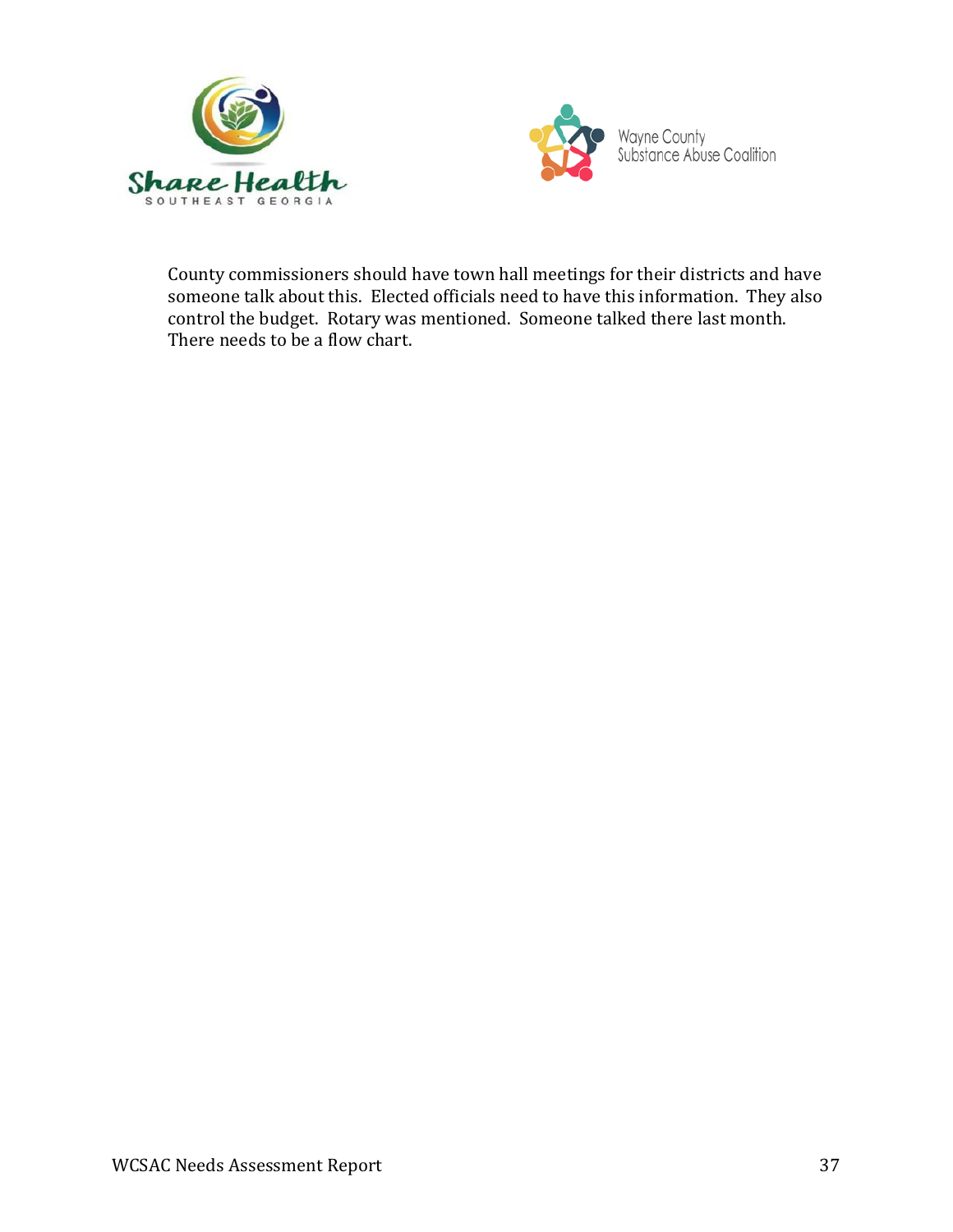County commissioners should have town hall meetings for their districts and have someone talk about this. Elected officials need to have this information. They also control the budget. Rotary was mentioned. Someone talked there last month. There needs to be a flow chart.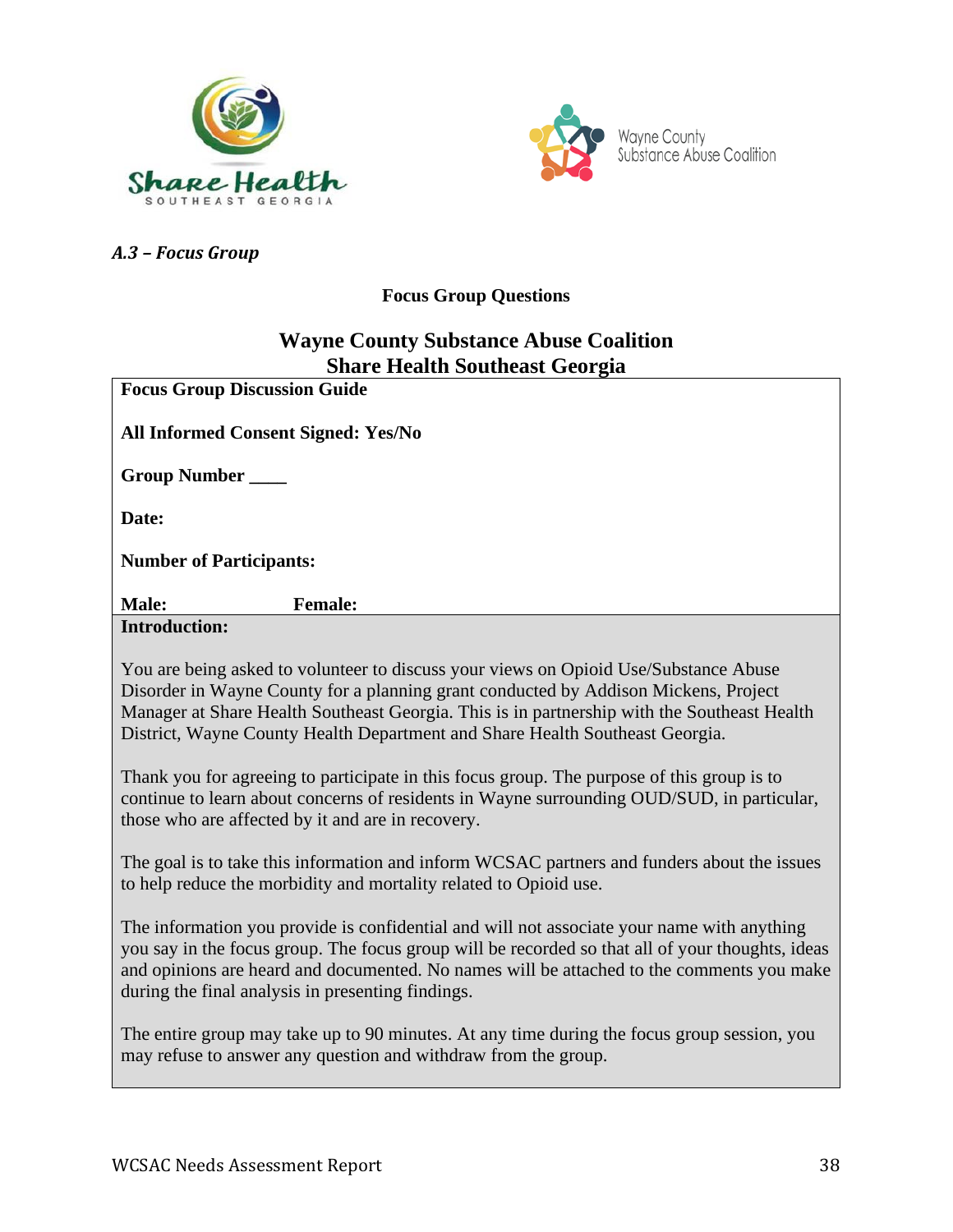*A.3 – Focus Group*

**Focus Group Questions**

## Wayne County Substance Abuse Coalition
## Share Health Southeast Georgia

**Focus Group Discussion Guide**

**All Informed Consent Signed: Yes/No**

**Group Number \_\_\_\_**

**Date:**

**Number of Participants:**

**Male:** **Female:**

**Introduction:**

You are being asked to volunteer to discuss your views on Opioid Use/Substance Abuse Disorder in Wayne County for a planning grant conducted by Addison Mickens, Project Manager at Share Health Southeast Georgia. This is in partnership with the Southeast Health District, Wayne County Health Department and Share Health Southeast Georgia.

Thank you for agreeing to participate in this focus group. The purpose of this group is to continue to learn about concerns of residents in Wayne surrounding OUD/SUD, in particular, those who are affected by it and are in recovery.

The goal is to take this information and inform WCSAC partners and funders about the issues to help reduce the morbidity and mortality related to Opioid use.

The information you provide is confidential and will not associate your name with anything you say in the focus group. The focus group will be recorded so that all of your thoughts, ideas and opinions are heard and documented. No names will be attached to the comments you make during the final analysis in presenting findings.

The entire group may take up to 90 minutes. At any time during the focus group session, you may refuse to answer any question and withdraw from the group.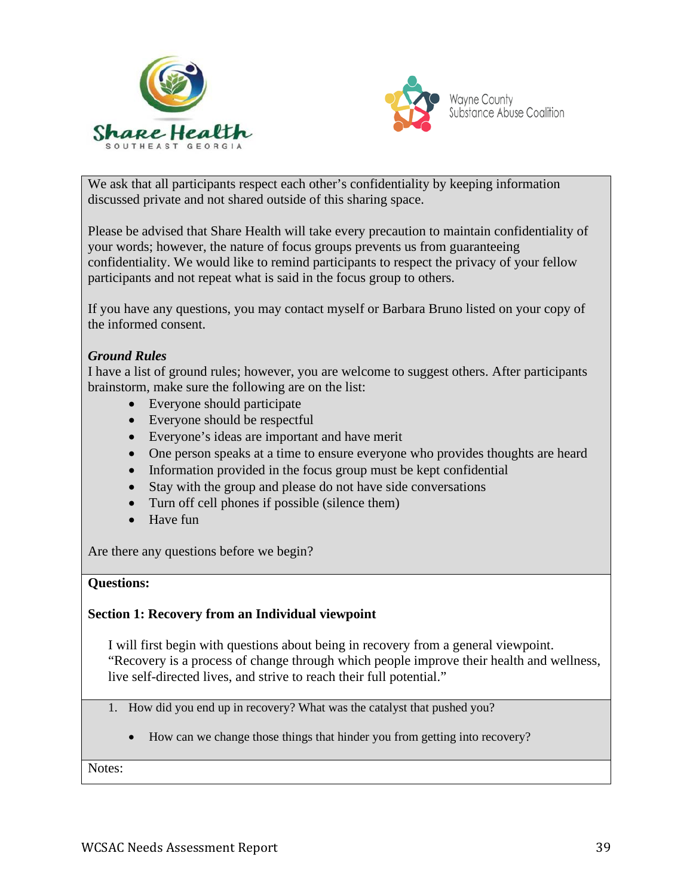We ask that all participants respect each other's confidentiality by keeping information discussed private and not shared outside of this sharing space.

Please be advised that Share Health will take every precaution to maintain confidentiality of your words; however, the nature of focus groups prevents us from guaranteeing confidentiality. We would like to remind participants to respect the privacy of your fellow participants and not repeat what is said in the focus group to others.

If you have any questions, you may contact myself or Barbara Bruno listed on your copy of the informed consent.

***Ground Rules***

I have a list of ground rules; however, you are welcome to suggest others. After participants brainstorm, make sure the following are on the list:

- Everyone should participate
- Everyone should be respectful
- Everyone's ideas are important and have merit
- One person speaks at a time to ensure everyone who provides thoughts are heard
- Information provided in the focus group must be kept confidential
- Stay with the group and please do not have side conversations
- Turn off cell phones if possible (silence them)
- Have fun

Are there any questions before we begin?

**Questions:**

**Section 1: Recovery from an Individual viewpoint**

I will first begin with questions about being in recovery from a general viewpoint. "Recovery is a process of change through which people improve their health and wellness, live self-directed lives, and strive to reach their full potential."

1. How did you end up in recovery? What was the catalyst that pushed you?
   - How can we change those things that hinder you from getting into recovery?

Notes: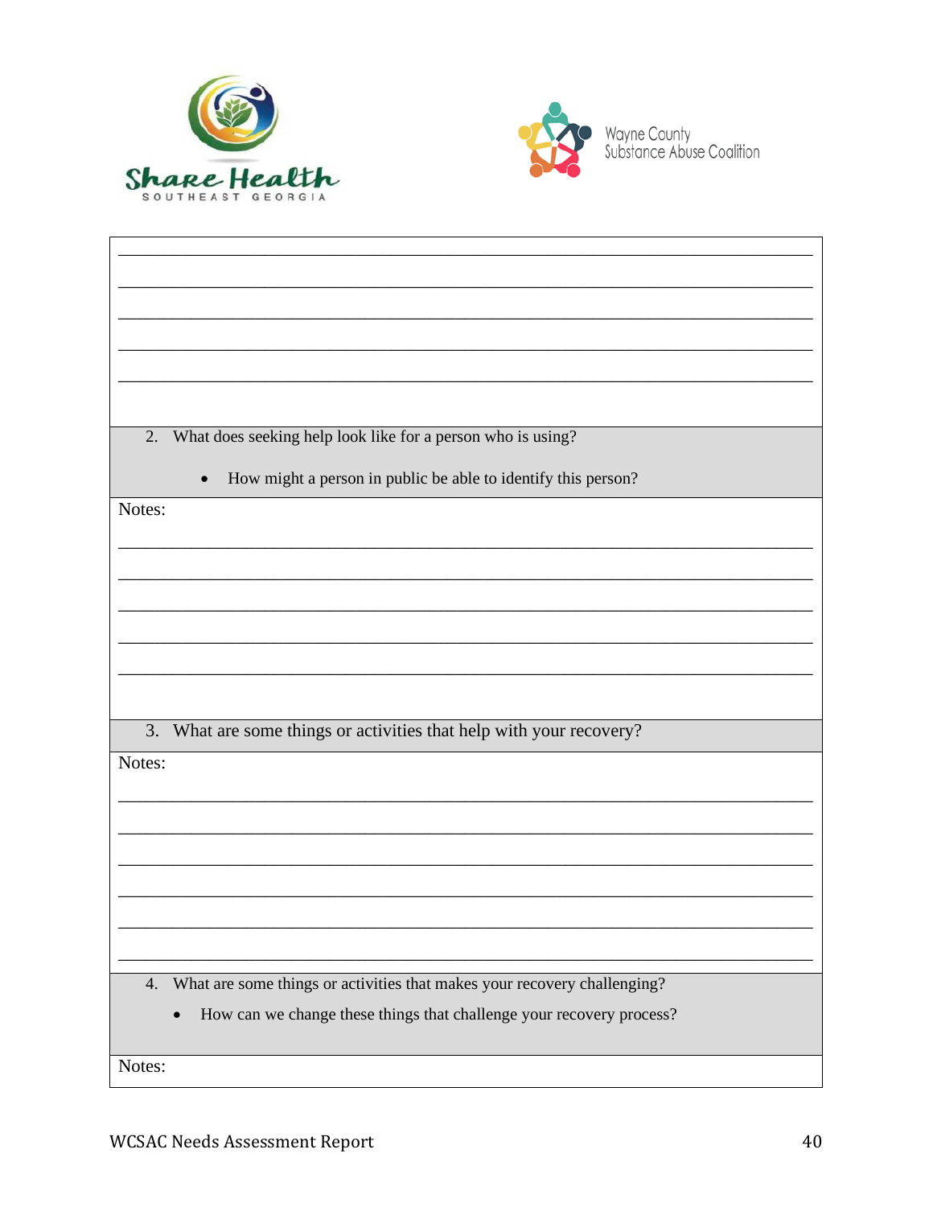2. What does seeking help look like for a person who is using?

   - How might a person in public be able to identify this person?

Notes:

3. What are some things or activities that help with your recovery?

Notes:

4. What are some things or activities that makes your recovery challenging?

   - How can we change these things that challenge your recovery process?

Notes: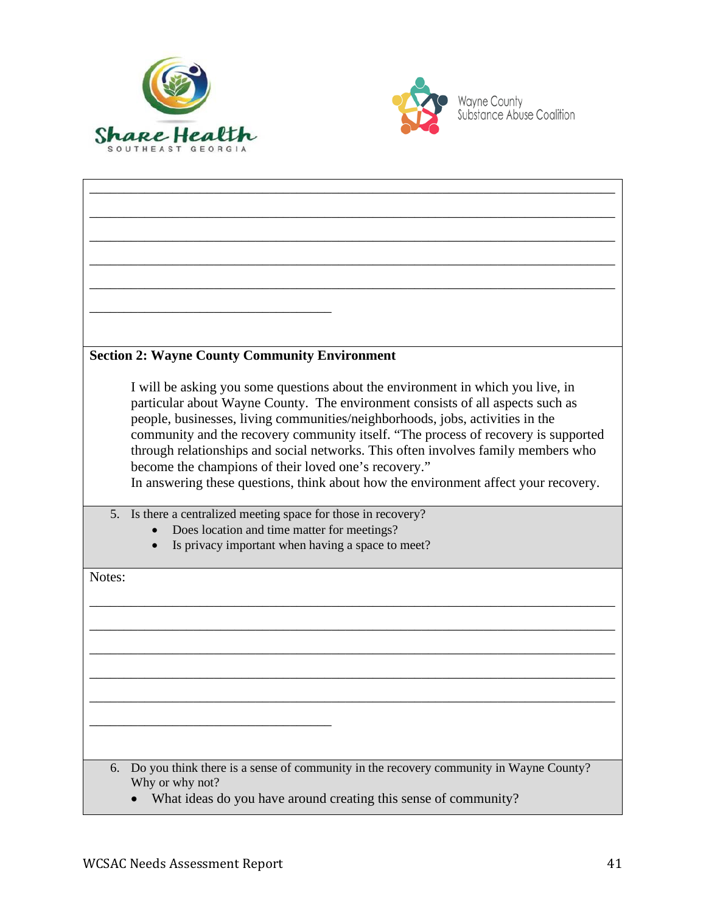______________________________________________________________________________

______________________________________________________________________________

______________________________________________________________________________

______________________________________________________________________________

______________________________________________________________________________

____________________________________

**Section 2: Wayne County Community Environment**

I will be asking you some questions about the environment in which you live, in particular about Wayne County. The environment consists of all aspects such as people, businesses, living communities/neighborhoods, jobs, activities in the community and the recovery community itself. "The process of recovery is supported through relationships and social networks. This often involves family members who become the champions of their loved one's recovery."
In answering these questions, think about how the environment affect your recovery.

5. Is there a centralized meeting space for those in recovery?
   - Does location and time matter for meetings?
   - Is privacy important when having a space to meet?

Notes:

______________________________________________________________________________

______________________________________________________________________________

______________________________________________________________________________

______________________________________________________________________________

______________________________________________________________________________

____________________________________

6. Do you think there is a sense of community in the recovery community in Wayne County? Why or why not?
   - What ideas do you have around creating this sense of community?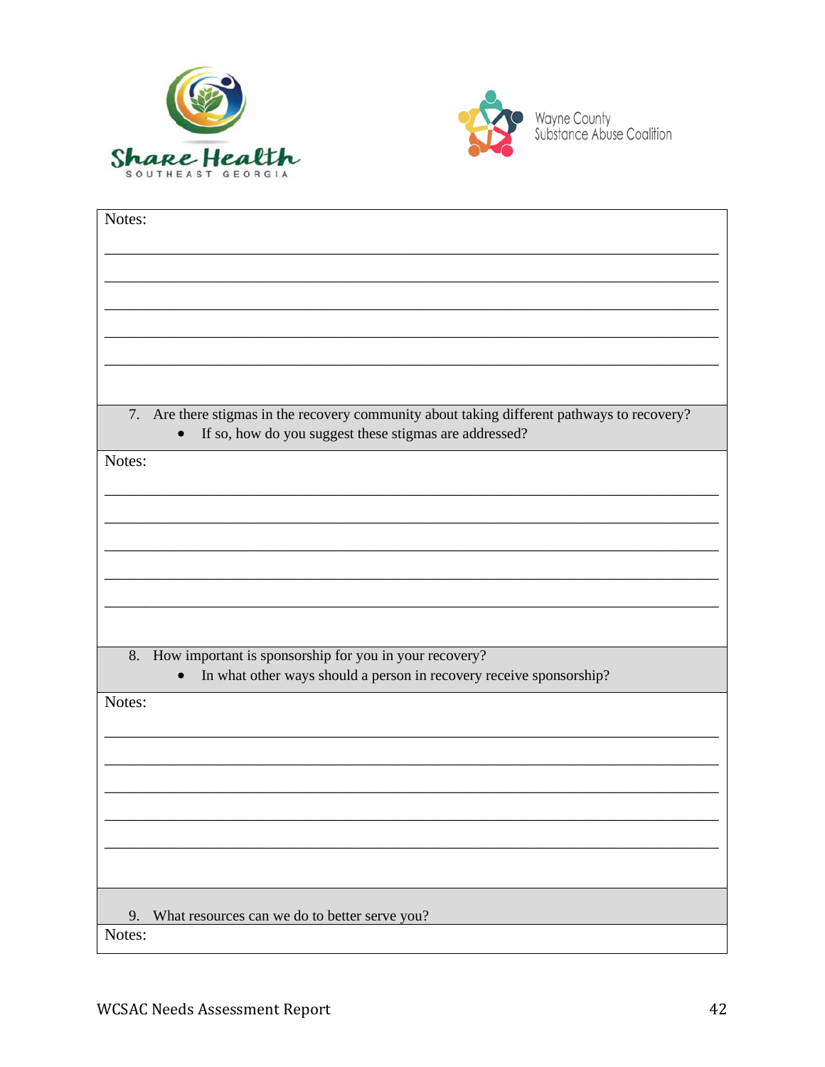Notes:

\_\_\_\_\_\_\_\_\_\_\_\_\_\_\_\_\_\_\_\_\_\_\_\_\_\_\_\_\_\_\_\_\_\_\_\_\_\_\_\_\_\_\_\_\_\_\_\_\_\_\_\_\_\_\_\_\_\_\_\_\_\_\_\_\_\_\_\_\_\_\_\_

\_\_\_\_\_\_\_\_\_\_\_\_\_\_\_\_\_\_\_\_\_\_\_\_\_\_\_\_\_\_\_\_\_\_\_\_\_\_\_\_\_\_\_\_\_\_\_\_\_\_\_\_\_\_\_\_\_\_\_\_\_\_\_\_\_\_\_\_\_\_\_\_

\_\_\_\_\_\_\_\_\_\_\_\_\_\_\_\_\_\_\_\_\_\_\_\_\_\_\_\_\_\_\_\_\_\_\_\_\_\_\_\_\_\_\_\_\_\_\_\_\_\_\_\_\_\_\_\_\_\_\_\_\_\_\_\_\_\_\_\_\_\_\_\_

\_\_\_\_\_\_\_\_\_\_\_\_\_\_\_\_\_\_\_\_\_\_\_\_\_\_\_\_\_\_\_\_\_\_\_\_\_\_\_\_\_\_\_\_\_\_\_\_\_\_\_\_\_\_\_\_\_\_\_\_\_\_\_\_\_\_\_\_\_\_\_\_

\_\_\_\_\_\_\_\_\_\_\_\_\_\_\_\_\_\_\_\_\_\_\_\_\_\_\_\_\_\_\_\_\_\_\_\_\_\_\_\_\_\_\_\_\_\_\_\_\_\_\_\_\_\_\_\_\_\_\_\_\_\_\_\_\_\_\_\_\_\_\_\_

7. Are there stigmas in the recovery community about taking different pathways to recovery?
   - If so, how do you suggest these stigmas are addressed?

Notes:

\_\_\_\_\_\_\_\_\_\_\_\_\_\_\_\_\_\_\_\_\_\_\_\_\_\_\_\_\_\_\_\_\_\_\_\_\_\_\_\_\_\_\_\_\_\_\_\_\_\_\_\_\_\_\_\_\_\_\_\_\_\_\_\_\_\_\_\_\_\_\_\_

\_\_\_\_\_\_\_\_\_\_\_\_\_\_\_\_\_\_\_\_\_\_\_\_\_\_\_\_\_\_\_\_\_\_\_\_\_\_\_\_\_\_\_\_\_\_\_\_\_\_\_\_\_\_\_\_\_\_\_\_\_\_\_\_\_\_\_\_\_\_\_\_

\_\_\_\_\_\_\_\_\_\_\_\_\_\_\_\_\_\_\_\_\_\_\_\_\_\_\_\_\_\_\_\_\_\_\_\_\_\_\_\_\_\_\_\_\_\_\_\_\_\_\_\_\_\_\_\_\_\_\_\_\_\_\_\_\_\_\_\_\_\_\_\_

\_\_\_\_\_\_\_\_\_\_\_\_\_\_\_\_\_\_\_\_\_\_\_\_\_\_\_\_\_\_\_\_\_\_\_\_\_\_\_\_\_\_\_\_\_\_\_\_\_\_\_\_\_\_\_\_\_\_\_\_\_\_\_\_\_\_\_\_\_\_\_\_

\_\_\_\_\_\_\_\_\_\_\_\_\_\_\_\_\_\_\_\_\_\_\_\_\_\_\_\_\_\_\_\_\_\_\_\_\_\_\_\_\_\_\_\_\_\_\_\_\_\_\_\_\_\_\_\_\_\_\_\_\_\_\_\_\_\_\_\_\_\_\_\_

8. How important is sponsorship for you in your recovery?
   - In what other ways should a person in recovery receive sponsorship?

Notes:

\_\_\_\_\_\_\_\_\_\_\_\_\_\_\_\_\_\_\_\_\_\_\_\_\_\_\_\_\_\_\_\_\_\_\_\_\_\_\_\_\_\_\_\_\_\_\_\_\_\_\_\_\_\_\_\_\_\_\_\_\_\_\_\_\_\_\_\_\_\_\_\_

\_\_\_\_\_\_\_\_\_\_\_\_\_\_\_\_\_\_\_\_\_\_\_\_\_\_\_\_\_\_\_\_\_\_\_\_\_\_\_\_\_\_\_\_\_\_\_\_\_\_\_\_\_\_\_\_\_\_\_\_\_\_\_\_\_\_\_\_\_\_\_\_

\_\_\_\_\_\_\_\_\_\_\_\_\_\_\_\_\_\_\_\_\_\_\_\_\_\_\_\_\_\_\_\_\_\_\_\_\_\_\_\_\_\_\_\_\_\_\_\_\_\_\_\_\_\_\_\_\_\_\_\_\_\_\_\_\_\_\_\_\_\_\_\_

\_\_\_\_\_\_\_\_\_\_\_\_\_\_\_\_\_\_\_\_\_\_\_\_\_\_\_\_\_\_\_\_\_\_\_\_\_\_\_\_\_\_\_\_\_\_\_\_\_\_\_\_\_\_\_\_\_\_\_\_\_\_\_\_\_\_\_\_\_\_\_\_

\_\_\_\_\_\_\_\_\_\_\_\_\_\_\_\_\_\_\_\_\_\_\_\_\_\_\_\_\_\_\_\_\_\_\_\_\_\_\_\_\_\_\_\_\_\_\_\_\_\_\_\_\_\_\_\_\_\_\_\_\_\_\_\_\_\_\_\_\_\_\_\_

9. What resources can we do to better serve you?

Notes: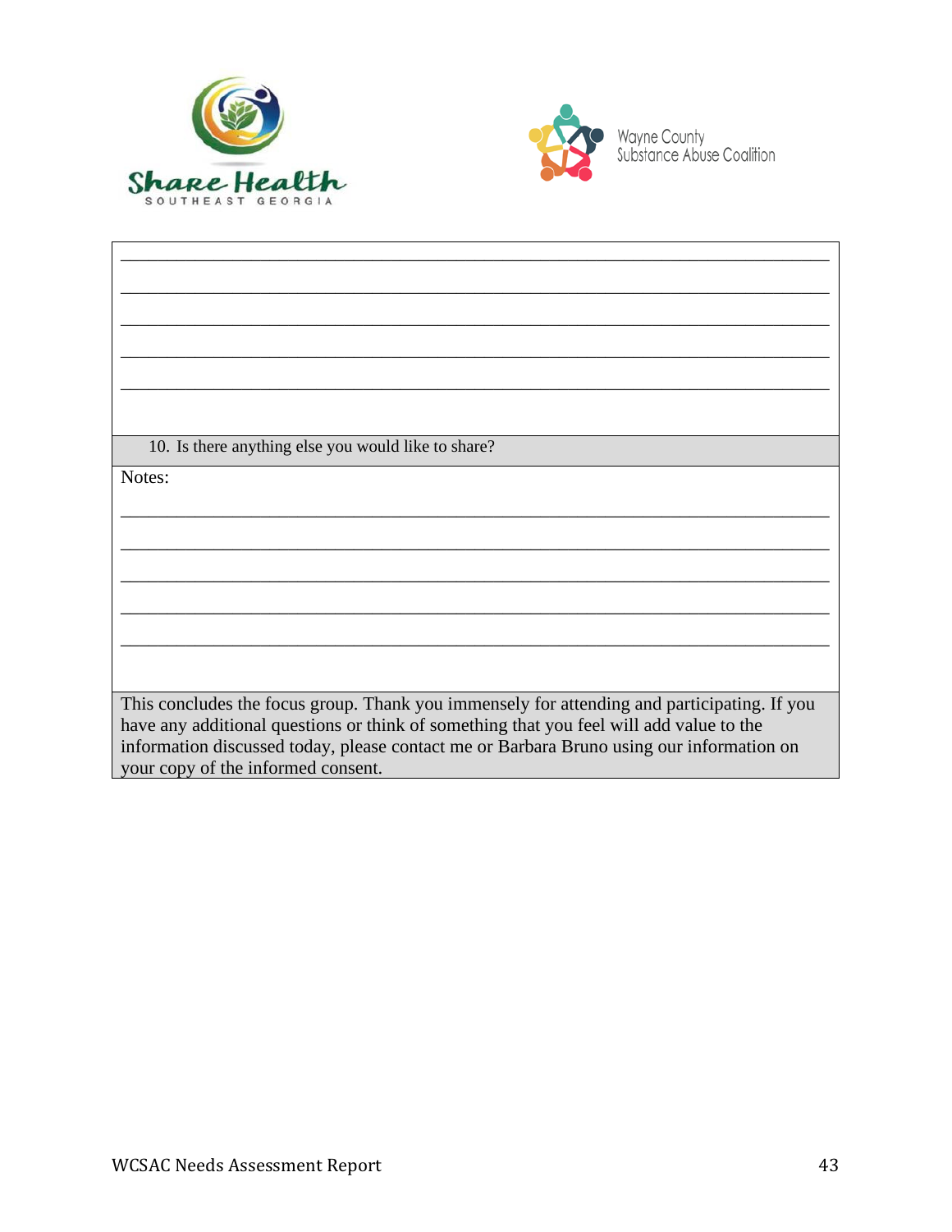Wayne County Substance Abuse Coalition

Share Health SOUTHEAST GEORGIA

| |
|---|
| ___________________________________________________________________________ ___________________________________________________________________________ ___________________________________________________________________________ ___________________________________________________________________________ ___________________________________________________________________________ |
| 10. Is there anything else you would like to share? |
| Notes: ___________________________________________________________________________ ___________________________________________________________________________ ___________________________________________________________________________ ___________________________________________________________________________ ___________________________________________________________________________ |
| This concludes the focus group. Thank you immensely for attending and participating. If you have any additional questions or think of something that you feel will add value to the information discussed today, please contact me or Barbara Bruno using our information on your copy of the informed consent. |